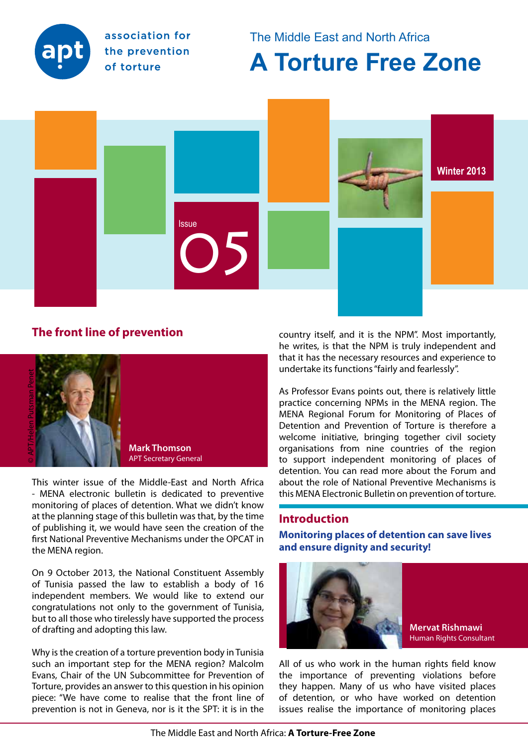association for the prevention of torture

The Middle East and North Africa

# A Torture Free Zone

Issue 05

Winter 2013

## The front line of prevention

© APT/Helen Putsman Penet

**Mark Thomson**
APT Secretary General

This winter issue of the Middle-East and North Africa - MENA electronic bulletin is dedicated to preventive monitoring of places of detention. What we didn't know at the planning stage of this bulletin was that, by the time of publishing it, we would have seen the creation of the first National Preventive Mechanisms under the OPCAT in the MENA region.

On 9 October 2013, the National Constituent Assembly of Tunisia passed the law to establish a body of 16 independent members. We would like to extend our congratulations not only to the government of Tunisia, but to all those who tirelessly have supported the process of drafting and adopting this law.

Why is the creation of a torture prevention body in Tunisia such an important step for the MENA region? Malcolm Evans, Chair of the UN Subcommittee for Prevention of Torture, provides an answer to this question in his opinion piece: "We have come to realise that the front line of prevention is not in Geneva, nor is it the SPT: it is in the country itself, and it is the NPM". Most importantly, he writes, is that the NPM is truly independent and that it has the necessary resources and experience to undertake its functions "fairly and fearlessly".

As Professor Evans points out, there is relatively little practice concerning NPMs in the MENA region. The MENA Regional Forum for Monitoring of Places of Detention and Prevention of Torture is therefore a welcome initiative, bringing together civil society organisations from nine countries of the region to support independent monitoring of places of detention. You can read more about the Forum and about the role of National Preventive Mechanisms is this MENA Electronic Bulletin on prevention of torture.

## Introduction

### Monitoring places of detention can save lives and ensure dignity and security!

**Mervat Rishmawi**
Human Rights Consultant

All of us who work in the human rights field know the importance of preventing violations before they happen. Many of us who have visited places of detention, or who have worked on detention issues realise the importance of monitoring places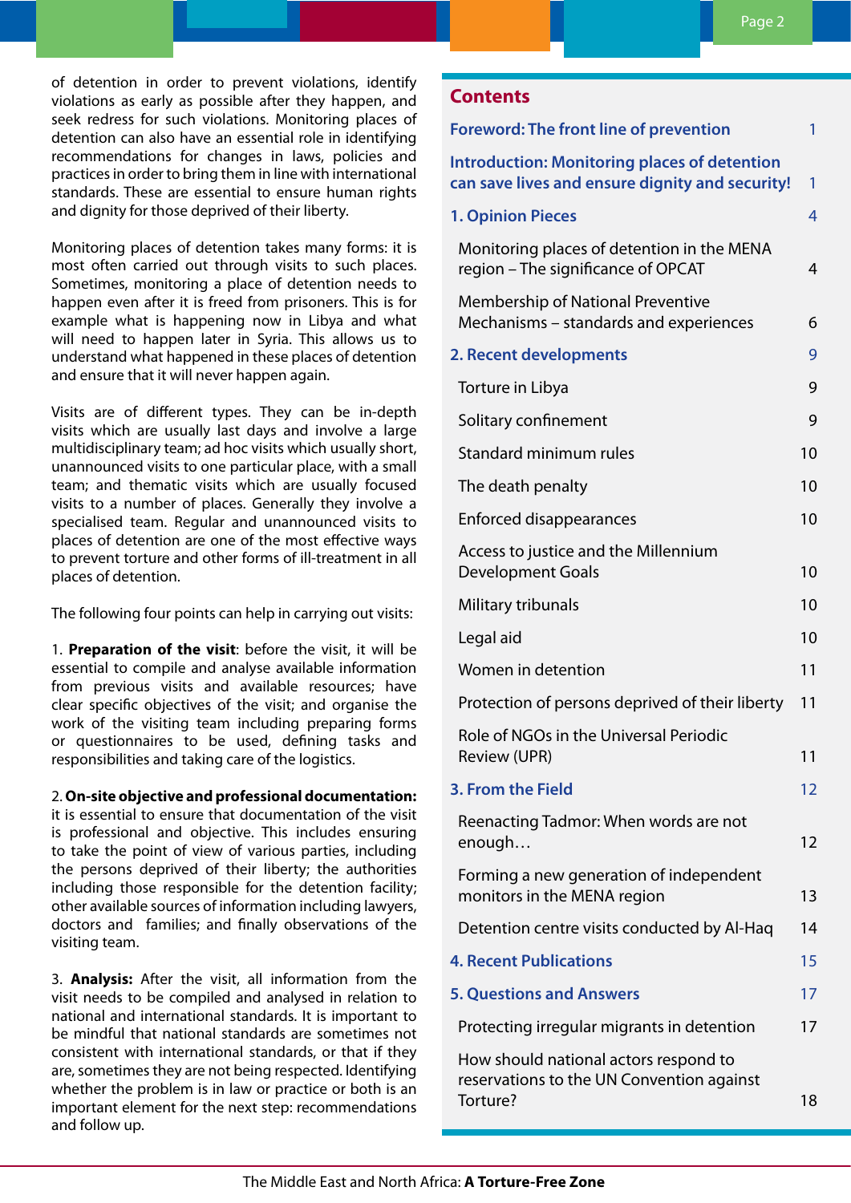of detention in order to prevent violations, identify violations as early as possible after they happen, and seek redress for such violations. Monitoring places of detention can also have an essential role in identifying recommendations for changes in laws, policies and practices in order to bring them in line with international standards. These are essential to ensure human rights and dignity for those deprived of their liberty.

Monitoring places of detention takes many forms: it is most often carried out through visits to such places. Sometimes, monitoring a place of detention needs to happen even after it is freed from prisoners. This is for example what is happening now in Libya and what will need to happen later in Syria. This allows us to understand what happened in these places of detention and ensure that it will never happen again.

Visits are of different types. They can be in-depth visits which are usually last days and involve a large multidisciplinary team; ad hoc visits which usually short, unannounced visits to one particular place, with a small team; and thematic visits which are usually focused visits to a number of places. Generally they involve a specialised team. Regular and unannounced visits to places of detention are one of the most effective ways to prevent torture and other forms of ill-treatment in all places of detention.

The following four points can help in carrying out visits:

1. **Preparation of the visit**: before the visit, it will be essential to compile and analyse available information from previous visits and available resources; have clear specific objectives of the visit; and organise the work of the visiting team including preparing forms or questionnaires to be used, defining tasks and responsibilities and taking care of the logistics.

2. **On-site objective and professional documentation:** it is essential to ensure that documentation of the visit is professional and objective. This includes ensuring to take the point of view of various parties, including the persons deprived of their liberty; the authorities including those responsible for the detention facility; other available sources of information including lawyers, doctors and families; and finally observations of the visiting team.

3. **Analysis:** After the visit, all information from the visit needs to be compiled and analysed in relation to national and international standards. It is important to be mindful that national standards are sometimes not consistent with international standards, or that if they are, sometimes they are not being respected. Identifying whether the problem is in law or practice or both is an important element for the next step: recommendations and follow up.

## Contents

| | |
|---|---|
| **Foreword: The front line of prevention** | 1 |
| **Introduction: Monitoring places of detention can save lives and ensure dignity and security!** | 1 |
| **1. Opinion Pieces** | 4 |
| Monitoring places of detention in the MENA region – The significance of OPCAT | 4 |
| Membership of National Preventive Mechanisms – standards and experiences | 6 |
| **2. Recent developments** | 9 |
| Torture in Libya | 9 |
| Solitary confinement | 9 |
| Standard minimum rules | 10 |
| The death penalty | 10 |
| Enforced disappearances | 10 |
| Access to justice and the Millennium Development Goals | 10 |
| Military tribunals | 10 |
| Legal aid | 10 |
| Women in detention | 11 |
| Protection of persons deprived of their liberty | 11 |
| Role of NGOs in the Universal Periodic Review (UPR) | 11 |
| **3. From the Field** | 12 |
| Reenacting Tadmor: When words are not enough… | 12 |
| Forming a new generation of independent monitors in the MENA region | 13 |
| Detention centre visits conducted by Al-Haq | 14 |
| **4. Recent Publications** | 15 |
| **5. Questions and Answers** | 17 |
| Protecting irregular migrants in detention | 17 |
| How should national actors respond to reservations to the UN Convention against Torture? | 18 |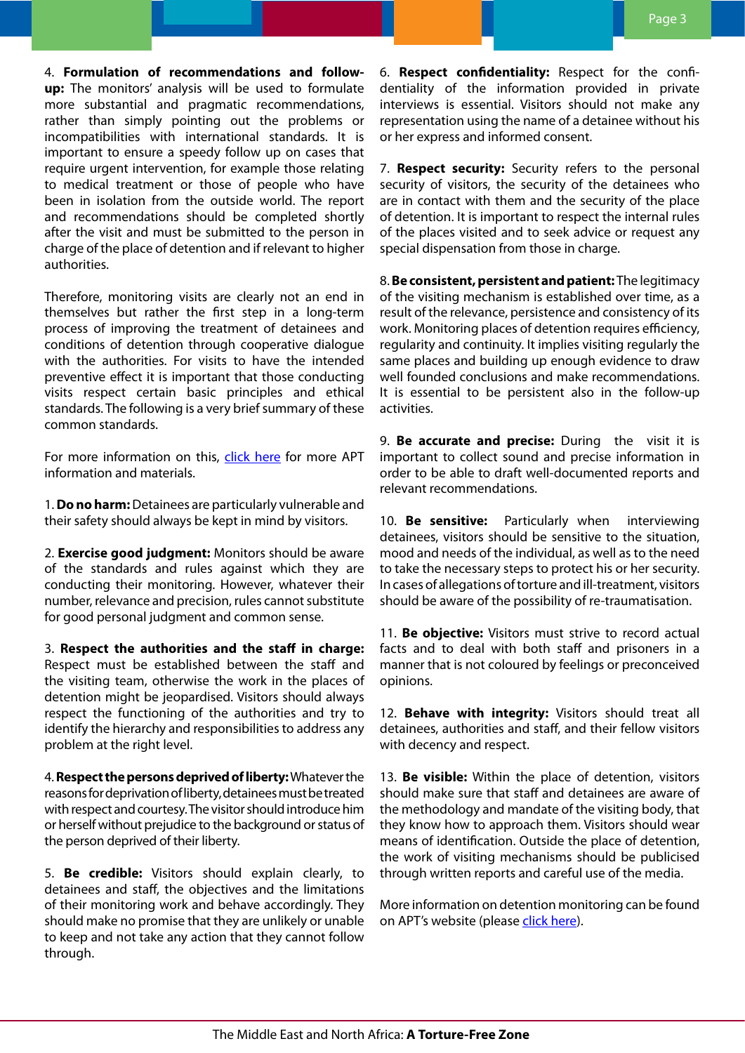4. **Formulation of recommendations and follow-up:** The monitors' analysis will be used to formulate more substantial and pragmatic recommendations, rather than simply pointing out the problems or incompatibilities with international standards. It is important to ensure a speedy follow up on cases that require urgent intervention, for example those relating to medical treatment or those of people who have been in isolation from the outside world. The report and recommendations should be completed shortly after the visit and must be submitted to the person in charge of the place of detention and if relevant to higher authorities.

Therefore, monitoring visits are clearly not an end in themselves but rather the first step in a long-term process of improving the treatment of detainees and conditions of detention through cooperative dialogue with the authorities. For visits to have the intended preventive effect it is important that those conducting visits respect certain basic principles and ethical standards. The following is a very brief summary of these common standards.

For more information on this, click here for more APT information and materials.

1. **Do no harm:** Detainees are particularly vulnerable and their safety should always be kept in mind by visitors.

2. **Exercise good judgment:** Monitors should be aware of the standards and rules against which they are conducting their monitoring. However, whatever their number, relevance and precision, rules cannot substitute for good personal judgment and common sense.

3. **Respect the authorities and the staff in charge:** Respect must be established between the staff and the visiting team, otherwise the work in the places of detention might be jeopardised. Visitors should always respect the functioning of the authorities and try to identify the hierarchy and responsibilities to address any problem at the right level.

4. **Respect the persons deprived of liberty:** Whatever the reasons for deprivation of liberty, detainees must be treated with respect and courtesy. The visitor should introduce him or herself without prejudice to the background or status of the person deprived of their liberty.

5. **Be credible:** Visitors should explain clearly, to detainees and staff, the objectives and the limitations of their monitoring work and behave accordingly. They should make no promise that they are unlikely or unable to keep and not take any action that they cannot follow through.

6. **Respect confidentiality:** Respect for the confidentiality of the information provided in private interviews is essential. Visitors should not make any representation using the name of a detainee without his or her express and informed consent.

7. **Respect security:** Security refers to the personal security of visitors, the security of the detainees who are in contact with them and the security of the place of detention. It is important to respect the internal rules of the places visited and to seek advice or request any special dispensation from those in charge.

8. **Be consistent, persistent and patient:** The legitimacy of the visiting mechanism is established over time, as a result of the relevance, persistence and consistency of its work. Monitoring places of detention requires efficiency, regularity and continuity. It implies visiting regularly the same places and building up enough evidence to draw well founded conclusions and make recommendations. It is essential to be persistent also in the follow-up activities.

9. **Be accurate and precise:** During the visit it is important to collect sound and precise information in order to be able to draft well-documented reports and relevant recommendations.

10. **Be sensitive:** Particularly when interviewing detainees, visitors should be sensitive to the situation, mood and needs of the individual, as well as to the need to take the necessary steps to protect his or her security. In cases of allegations of torture and ill-treatment, visitors should be aware of the possibility of re-traumatisation.

11. **Be objective:** Visitors must strive to record actual facts and to deal with both staff and prisoners in a manner that is not coloured by feelings or preconceived opinions.

12. **Behave with integrity:** Visitors should treat all detainees, authorities and staff, and their fellow visitors with decency and respect.

13. **Be visible:** Within the place of detention, visitors should make sure that staff and detainees are aware of the methodology and mandate of the visiting body, that they know how to approach them. Visitors should wear means of identification. Outside the place of detention, the work of visiting mechanisms should be publicised through written reports and careful use of the media.

More information on detention monitoring can be found on APT's website (please click here).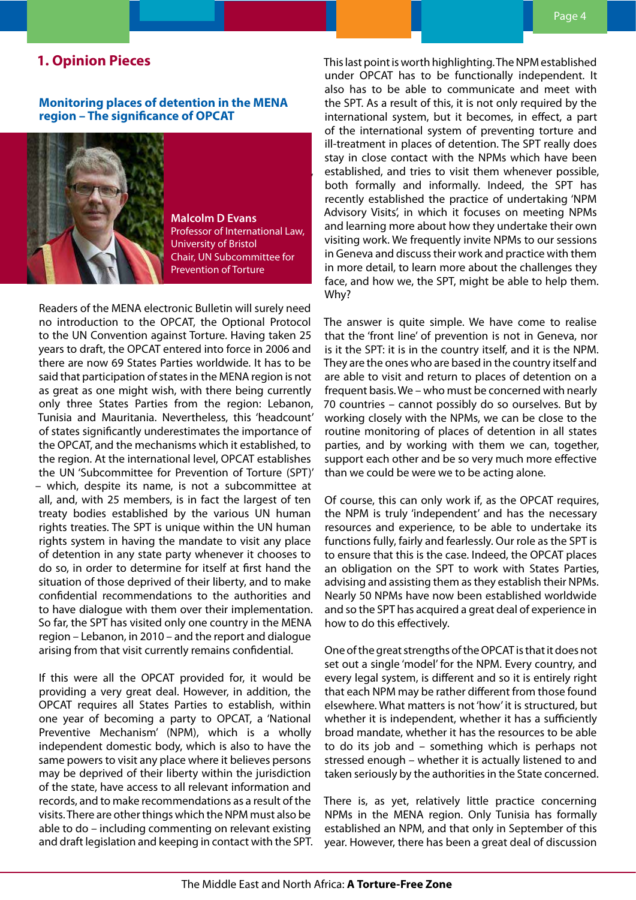# 1. Opinion Pieces

## Monitoring places of detention in the MENA region – The significance of OPCAT

**Malcolm D Evans**
Professor of International Law, University of Bristol
Chair, UN Subcommittee for Prevention of Torture

Readers of the MENA electronic Bulletin will surely need no introduction to the OPCAT, the Optional Protocol to the UN Convention against Torture. Having taken 25 years to draft, the OPCAT entered into force in 2006 and there are now 69 States Parties worldwide. It has to be said that participation of states in the MENA region is not as great as one might wish, with there being currently only three States Parties from the region: Lebanon, Tunisia and Mauritania. Nevertheless, this 'headcount' of states significantly underestimates the importance of the OPCAT, and the mechanisms which it established, to the region. At the international level, OPCAT establishes the UN 'Subcommittee for Prevention of Torture (SPT)' – which, despite its name, is not a subcommittee at all, and, with 25 members, is in fact the largest of ten treaty bodies established by the various UN human rights treaties. The SPT is unique within the UN human rights system in having the mandate to visit any place of detention in any state party whenever it chooses to do so, in order to determine for itself at first hand the situation of those deprived of their liberty, and to make confidential recommendations to the authorities and to have dialogue with them over their implementation. So far, the SPT has visited only one country in the MENA region – Lebanon, in 2010 – and the report and dialogue arising from that visit currently remains confidential.

If this were all the OPCAT provided for, it would be providing a very great deal. However, in addition, the OPCAT requires all States Parties to establish, within one year of becoming a party to OPCAT, a 'National Preventive Mechanism' (NPM), which is a wholly independent domestic body, which is also to have the same powers to visit any place where it believes persons may be deprived of their liberty within the jurisdiction of the state, have access to all relevant information and records, and to make recommendations as a result of the visits. There are other things which the NPM must also be able to do – including commenting on relevant existing and draft legislation and keeping in contact with the SPT.

This last point is worth highlighting. The NPM established under OPCAT has to be functionally independent. It also has to be able to communicate and meet with the SPT. As a result of this, it is not only required by the international system, but it becomes, in effect, a part of the international system of preventing torture and ill-treatment in places of detention. The SPT really does stay in close contact with the NPMs which have been established, and tries to visit them whenever possible, both formally and informally. Indeed, the SPT has recently established the practice of undertaking 'NPM Advisory Visits', in which it focuses on meeting NPMs and learning more about how they undertake their own visiting work. We frequently invite NPMs to our sessions in Geneva and discuss their work and practice with them in more detail, to learn more about the challenges they face, and how we, the SPT, might be able to help them. Why?

The answer is quite simple. We have come to realise that the 'front line' of prevention is not in Geneva, nor is it the SPT: it is in the country itself, and it is the NPM. They are the ones who are based in the country itself and are able to visit and return to places of detention on a frequent basis. We – who must be concerned with nearly 70 countries – cannot possibly do so ourselves. But by working closely with the NPMs, we can be close to the routine monitoring of places of detention in all states parties, and by working with them we can, together, support each other and be so very much more effective than we could be were we to be acting alone.

Of course, this can only work if, as the OPCAT requires, the NPM is truly 'independent' and has the necessary resources and experience, to be able to undertake its functions fully, fairly and fearlessly. Our role as the SPT is to ensure that this is the case. Indeed, the OPCAT places an obligation on the SPT to work with States Parties, advising and assisting them as they establish their NPMs. Nearly 50 NPMs have now been established worldwide and so the SPT has acquired a great deal of experience in how to do this effectively.

One of the great strengths of the OPCAT is that it does not set out a single 'model' for the NPM. Every country, and every legal system, is different and so it is entirely right that each NPM may be rather different from those found elsewhere. What matters is not 'how' it is structured, but whether it is independent, whether it has a sufficiently broad mandate, whether it has the resources to be able to do its job and – something which is perhaps not stressed enough – whether it is actually listened to and taken seriously by the authorities in the State concerned.

There is, as yet, relatively little practice concerning NPMs in the MENA region. Only Tunisia has formally established an NPM, and that only in September of this year. However, there has been a great deal of discussion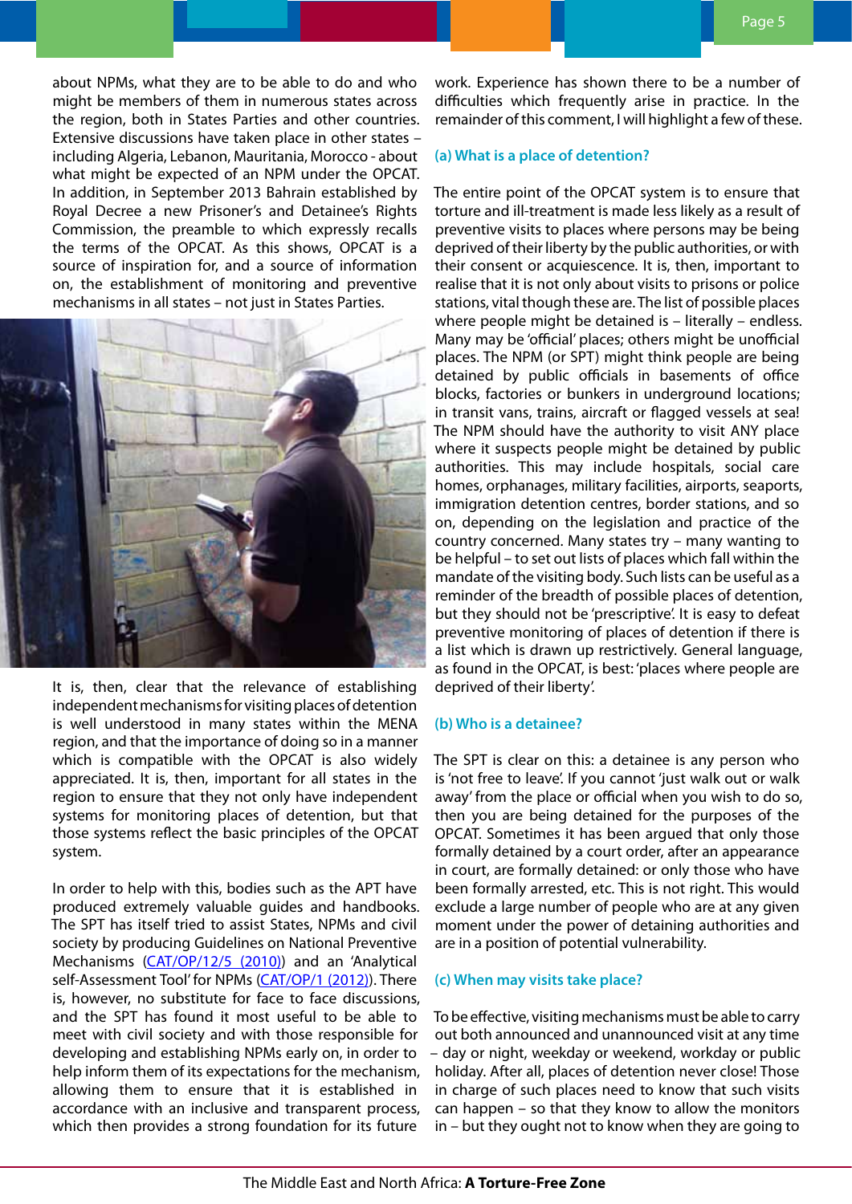about NPMs, what they are to be able to do and who might be members of them in numerous states across the region, both in States Parties and other countries. Extensive discussions have taken place in other states – including Algeria, Lebanon, Mauritania, Morocco - about what might be expected of an NPM under the OPCAT. In addition, in September 2013 Bahrain established by Royal Decree a new Prisoner's and Detainee's Rights Commission, the preamble to which expressly recalls the terms of the OPCAT. As this shows, OPCAT is a source of inspiration for, and a source of information on, the establishment of monitoring and preventive mechanisms in all states – not just in States Parties.

It is, then, clear that the relevance of establishing independent mechanisms for visiting places of detention is well understood in many states within the MENA region, and that the importance of doing so in a manner which is compatible with the OPCAT is also widely appreciated. It is, then, important for all states in the region to ensure that they not only have independent systems for monitoring places of detention, but that those systems reflect the basic principles of the OPCAT system.

In order to help with this, bodies such as the APT have produced extremely valuable guides and handbooks. The SPT has itself tried to assist States, NPMs and civil society by producing Guidelines on National Preventive Mechanisms (CAT/OP/12/5 (2010)) and an 'Analytical self-Assessment Tool' for NPMs (CAT/OP/1 (2012)). There is, however, no substitute for face to face discussions, and the SPT has found it most useful to be able to meet with civil society and with those responsible for developing and establishing NPMs early on, in order to help inform them of its expectations for the mechanism, allowing them to ensure that it is established in accordance with an inclusive and transparent process, which then provides a strong foundation for its future work. Experience has shown there to be a number of difficulties which frequently arise in practice. In the remainder of this comment, I will highlight a few of these.

### (a) What is a place of detention?

The entire point of the OPCAT system is to ensure that torture and ill-treatment is made less likely as a result of preventive visits to places where persons may be being deprived of their liberty by the public authorities, or with their consent or acquiescence. It is, then, important to realise that it is not only about visits to prisons or police stations, vital though these are. The list of possible places where people might be detained is – literally – endless. Many may be 'official' places; others might be unofficial places. The NPM (or SPT) might think people are being detained by public officials in basements of office blocks, factories or bunkers in underground locations; in transit vans, trains, aircraft or flagged vessels at sea! The NPM should have the authority to visit ANY place where it suspects people might be detained by public authorities. This may include hospitals, social care homes, orphanages, military facilities, airports, seaports, immigration detention centres, border stations, and so on, depending on the legislation and practice of the country concerned. Many states try – many wanting to be helpful – to set out lists of places which fall within the mandate of the visiting body. Such lists can be useful as a reminder of the breadth of possible places of detention, but they should not be 'prescriptive'. It is easy to defeat preventive monitoring of places of detention if there is a list which is drawn up restrictively. General language, as found in the OPCAT, is best: 'places where people are deprived of their liberty'.

### (b) Who is a detainee?

The SPT is clear on this: a detainee is any person who is 'not free to leave'. If you cannot 'just walk out or walk away' from the place or official when you wish to do so, then you are being detained for the purposes of the OPCAT. Sometimes it has been argued that only those formally detained by a court order, after an appearance in court, are formally detained: or only those who have been formally arrested, etc. This is not right. This would exclude a large number of people who are at any given moment under the power of detaining authorities and are in a position of potential vulnerability.

### (c) When may visits take place?

To be effective, visiting mechanisms must be able to carry out both announced and unannounced visit at any time – day or night, weekday or weekend, workday or public holiday. After all, places of detention never close! Those in charge of such places need to know that such visits can happen – so that they know to allow the monitors in – but they ought not to know when they are going to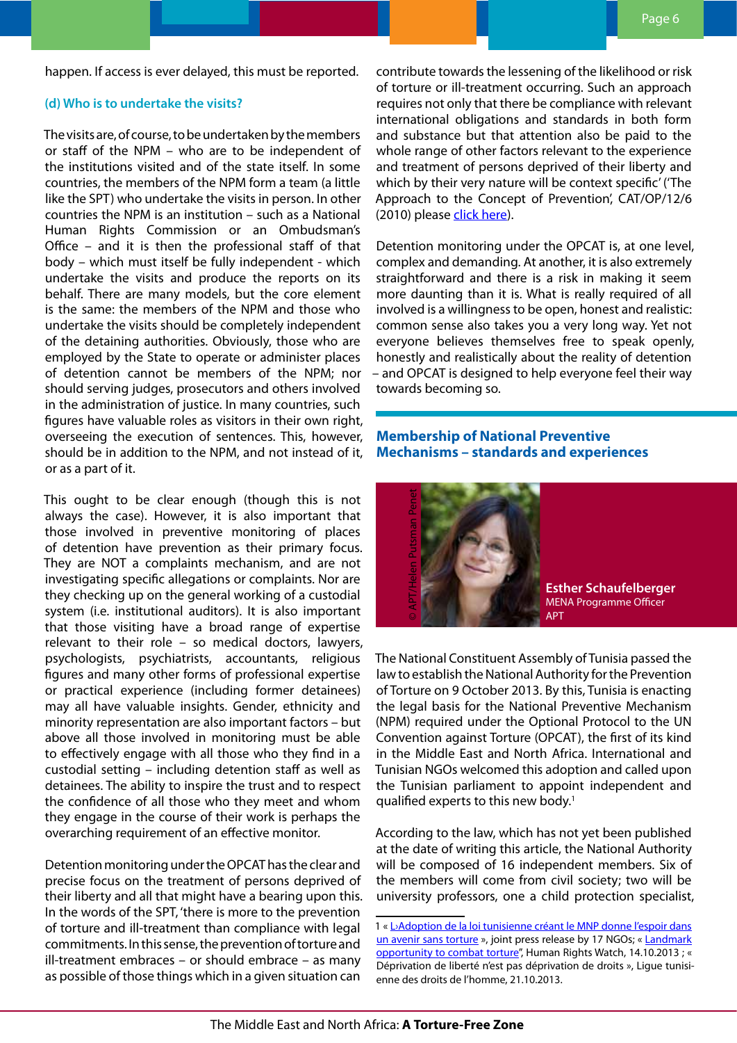happen. If access is ever delayed, this must be reported.

### (d) Who is to undertake the visits?

The visits are, of course, to be undertaken by the members or staff of the NPM – who are to be independent of the institutions visited and of the state itself. In some countries, the members of the NPM form a team (a little like the SPT) who undertake the visits in person. In other countries the NPM is an institution – such as a National Human Rights Commission or an Ombudsman's Office – and it is then the professional staff of that body – which must itself be fully independent - which undertake the visits and produce the reports on its behalf. There are many models, but the core element is the same: the members of the NPM and those who undertake the visits should be completely independent of the detaining authorities. Obviously, those who are employed by the State to operate or administer places of detention cannot be members of the NPM; nor should serving judges, prosecutors and others involved in the administration of justice. In many countries, such figures have valuable roles as visitors in their own right, overseeing the execution of sentences. This, however, should be in addition to the NPM, and not instead of it, or as a part of it.

This ought to be clear enough (though this is not always the case). However, it is also important that those involved in preventive monitoring of places of detention have prevention as their primary focus. They are NOT a complaints mechanism, and are not investigating specific allegations or complaints. Nor are they checking up on the general working of a custodial system (i.e. institutional auditors). It is also important that those visiting have a broad range of expertise relevant to their role – so medical doctors, lawyers, psychologists, psychiatrists, accountants, religious figures and many other forms of professional expertise or practical experience (including former detainees) may all have valuable insights. Gender, ethnicity and minority representation are also important factors – but above all those involved in monitoring must be able to effectively engage with all those who they find in a custodial setting – including detention staff as well as detainees. The ability to inspire the trust and to respect the confidence of all those who they meet and whom they engage in the course of their work is perhaps the overarching requirement of an effective monitor.

Detention monitoring under the OPCAT has the clear and precise focus on the treatment of persons deprived of their liberty and all that might have a bearing upon this. In the words of the SPT, 'there is more to the prevention of torture and ill-treatment than compliance with legal commitments. In this sense, the prevention of torture and ill-treatment embraces – or should embrace – as many as possible of those things which in a given situation can contribute towards the lessening of the likelihood or risk of torture or ill-treatment occurring. Such an approach requires not only that there be compliance with relevant international obligations and standards in both form and substance but that attention also be paid to the whole range of other factors relevant to the experience and treatment of persons deprived of their liberty and which by their very nature will be context specific' ('The Approach to the Concept of Prevention', CAT/OP/12/6 (2010) please click here).

Detention monitoring under the OPCAT is, at one level, complex and demanding. At another, it is also extremely straightforward and there is a risk in making it seem more daunting than it is. What is really required of all involved is a willingness to be open, honest and realistic: common sense also takes you a very long way. Yet not everyone believes themselves free to speak openly, honestly and realistically about the reality of detention – and OPCAT is designed to help everyone feel their way towards becoming so.

## Membership of National Preventive Mechanisms – standards and experiences

© APT/Helen Putsman Penet

**Esther Schaufelberger**
MENA Programme Officer
APT

The National Constituent Assembly of Tunisia passed the law to establish the National Authority for the Prevention of Torture on 9 October 2013. By this, Tunisia is enacting the legal basis for the National Preventive Mechanism (NPM) required under the Optional Protocol to the UN Convention against Torture (OPCAT), the first of its kind in the Middle East and North Africa. International and Tunisian NGOs welcomed this adoption and called upon the Tunisian parliament to appoint independent and qualified experts to this new body.[1]

According to the law, which has not yet been published at the date of writing this article, the National Authority will be composed of 16 independent members. Six of the members will come from civil society; two will be university professors, one a child protection specialist,

---

1 « L›Adoption de la loi tunisienne créant le MNP donne l'espoir dans un avenir sans torture », joint press release by 17 NGOs; « Landmark opportunity to combat torture", Human Rights Watch, 14.10.2013 ; « Déprivation de liberté n'est pas déprivation de droits », Ligue tunisienne des droits de l'homme, 21.10.2013.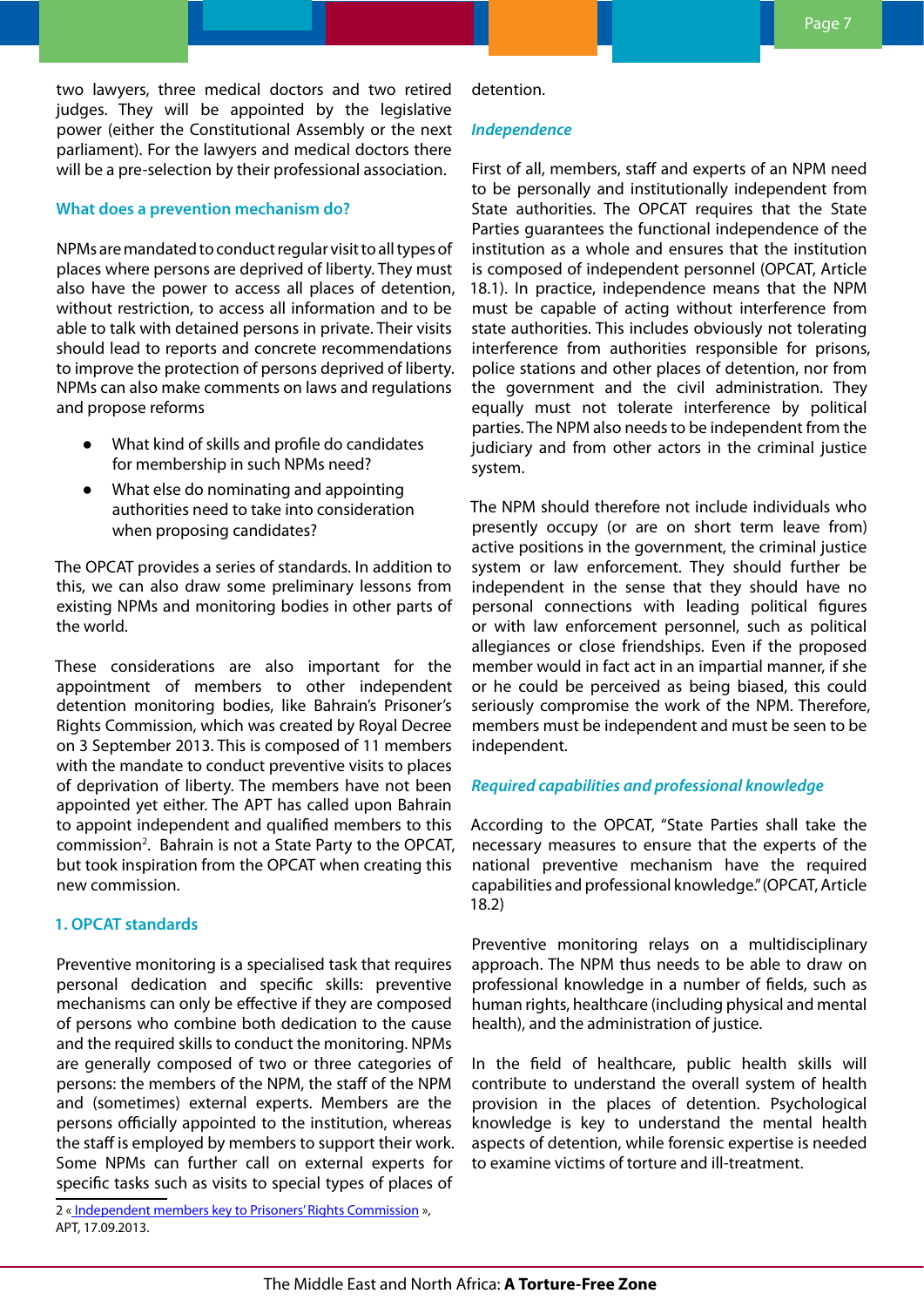two lawyers, three medical doctors and two retired judges. They will be appointed by the legislative power (either the Constitutional Assembly or the next parliament). For the lawyers and medical doctors there will be a pre-selection by their professional association.

### What does a prevention mechanism do?

NPMs are mandated to conduct regular visit to all types of places where persons are deprived of liberty. They must also have the power to access all places of detention, without restriction, to access all information and to be able to talk with detained persons in private. Their visits should lead to reports and concrete recommendations to improve the protection of persons deprived of liberty. NPMs can also make comments on laws and regulations and propose reforms

- What kind of skills and profile do candidates for membership in such NPMs need?
- What else do nominating and appointing authorities need to take into consideration when proposing candidates?

The OPCAT provides a series of standards. In addition to this, we can also draw some preliminary lessons from existing NPMs and monitoring bodies in other parts of the world.

These considerations are also important for the appointment of members to other independent detention monitoring bodies, like Bahrain's Prisoner's Rights Commission, which was created by Royal Decree on 3 September 2013. This is composed of 11 members with the mandate to conduct preventive visits to places of deprivation of liberty. The members have not been appointed yet either. The APT has called upon Bahrain to appoint independent and qualified members to this commission[2]. Bahrain is not a State Party to the OPCAT, but took inspiration from the OPCAT when creating this new commission.

### 1. OPCAT standards

Preventive monitoring is a specialised task that requires personal dedication and specific skills: preventive mechanisms can only be effective if they are composed of persons who combine both dedication to the cause and the required skills to conduct the monitoring. NPMs are generally composed of two or three categories of persons: the members of the NPM, the staff of the NPM and (sometimes) external experts. Members are the persons officially appointed to the institution, whereas the staff is employed by members to support their work. Some NPMs can further call on external experts for specific tasks such as visits to special types of places of detention.

#### *Independence*

First of all, members, staff and experts of an NPM need to be personally and institutionally independent from State authorities. The OPCAT requires that the State Parties guarantees the functional independence of the institution as a whole and ensures that the institution is composed of independent personnel (OPCAT, Article 18.1). In practice, independence means that the NPM must be capable of acting without interference from state authorities. This includes obviously not tolerating interference from authorities responsible for prisons, police stations and other places of detention, nor from the government and the civil administration. They equally must not tolerate interference by political parties. The NPM also needs to be independent from the judiciary and from other actors in the criminal justice system.

The NPM should therefore not include individuals who presently occupy (or are on short term leave from) active positions in the government, the criminal justice system or law enforcement. They should further be independent in the sense that they should have no personal connections with leading political figures or with law enforcement personnel, such as political allegiances or close friendships. Even if the proposed member would in fact act in an impartial manner, if she or he could be perceived as being biased, this could seriously compromise the work of the NPM. Therefore, members must be independent and must be seen to be independent.

#### *Required capabilities and professional knowledge*

According to the OPCAT, "State Parties shall take the necessary measures to ensure that the experts of the national preventive mechanism have the required capabilities and professional knowledge." (OPCAT, Article 18.2)

Preventive monitoring relays on a multidisciplinary approach. The NPM thus needs to be able to draw on professional knowledge in a number of fields, such as human rights, healthcare (including physical and mental health), and the administration of justice.

In the field of healthcare, public health skills will contribute to understand the overall system of health provision in the places of detention. Psychological knowledge is key to understand the mental health aspects of detention, while forensic expertise is needed to examine victims of torture and ill-treatment.

---

2 « Independent members key to Prisoners' Rights Commission », APT, 17.09.2013.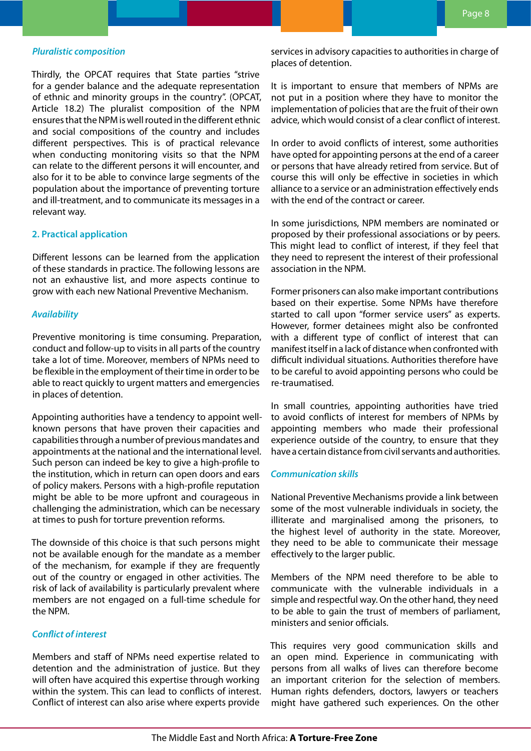### *Pluralistic composition*

Thirdly, the OPCAT requires that State parties "strive for a gender balance and the adequate representation of ethnic and minority groups in the country". (OPCAT, Article 18.2) The pluralist composition of the NPM ensures that the NPM is well routed in the different ethnic and social compositions of the country and includes different perspectives. This is of practical relevance when conducting monitoring visits so that the NPM can relate to the different persons it will encounter, and also for it to be able to convince large segments of the population about the importance of preventing torture and ill-treatment, and to communicate its messages in a relevant way.

## 2. Practical application

Different lessons can be learned from the application of these standards in practice. The following lessons are not an exhaustive list, and more aspects continue to grow with each new National Preventive Mechanism.

### *Availability*

Preventive monitoring is time consuming. Preparation, conduct and follow-up to visits in all parts of the country take a lot of time. Moreover, members of NPMs need to be flexible in the employment of their time in order to be able to react quickly to urgent matters and emergencies in places of detention.

Appointing authorities have a tendency to appoint well-known persons that have proven their capacities and capabilities through a number of previous mandates and appointments at the national and the international level. Such person can indeed be key to give a high-profile to the institution, which in return can open doors and ears of policy makers. Persons with a high-profile reputation might be able to be more upfront and courageous in challenging the administration, which can be necessary at times to push for torture prevention reforms.

The downside of this choice is that such persons might not be available enough for the mandate as a member of the mechanism, for example if they are frequently out of the country or engaged in other activities. The risk of lack of availability is particularly prevalent where members are not engaged on a full-time schedule for the NPM.

### *Conflict of interest*

Members and staff of NPMs need expertise related to detention and the administration of justice. But they will often have acquired this expertise through working within the system. This can lead to conflicts of interest. Conflict of interest can also arise where experts provide services in advisory capacities to authorities in charge of places of detention.

It is important to ensure that members of NPMs are not put in a position where they have to monitor the implementation of policies that are the fruit of their own advice, which would consist of a clear conflict of interest.

In order to avoid conflicts of interest, some authorities have opted for appointing persons at the end of a career or persons that have already retired from service. But of course this will only be effective in societies in which alliance to a service or an administration effectively ends with the end of the contract or career.

In some jurisdictions, NPM members are nominated or proposed by their professional associations or by peers. This might lead to conflict of interest, if they feel that they need to represent the interest of their professional association in the NPM.

Former prisoners can also make important contributions based on their expertise. Some NPMs have therefore started to call upon "former service users" as experts. However, former detainees might also be confronted with a different type of conflict of interest that can manifest itself in a lack of distance when confronted with difficult individual situations. Authorities therefore have to be careful to avoid appointing persons who could be re-traumatised.

In small countries, appointing authorities have tried to avoid conflicts of interest for members of NPMs by appointing members who made their professional experience outside of the country, to ensure that they have a certain distance from civil servants and authorities.

### *Communication skills*

National Preventive Mechanisms provide a link between some of the most vulnerable individuals in society, the illiterate and marginalised among the prisoners, to the highest level of authority in the state. Moreover, they need to be able to communicate their message effectively to the larger public.

Members of the NPM need therefore to be able to communicate with the vulnerable individuals in a simple and respectful way. On the other hand, they need to be able to gain the trust of members of parliament, ministers and senior officials.

This requires very good communication skills and an open mind. Experience in communicating with persons from all walks of lives can therefore become an important criterion for the selection of members. Human rights defenders, doctors, lawyers or teachers might have gathered such experiences. On the other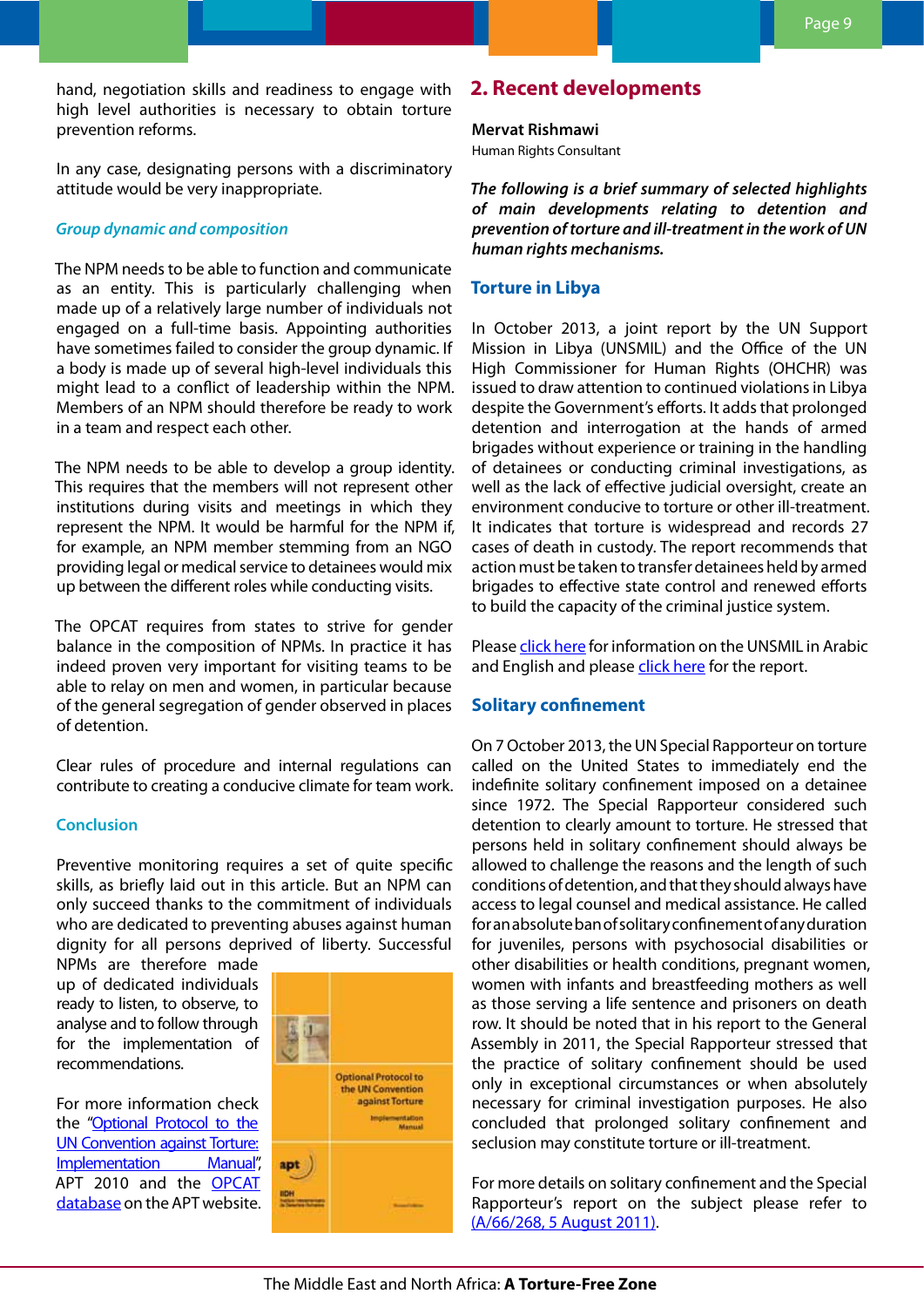hand, negotiation skills and readiness to engage with high level authorities is necessary to obtain torture prevention reforms.

In any case, designating persons with a discriminatory attitude would be very inappropriate.

### *Group dynamic and composition*

The NPM needs to be able to function and communicate as an entity. This is particularly challenging when made up of a relatively large number of individuals not engaged on a full-time basis. Appointing authorities have sometimes failed to consider the group dynamic. If a body is made up of several high-level individuals this might lead to a conflict of leadership within the NPM. Members of an NPM should therefore be ready to work in a team and respect each other.

The NPM needs to be able to develop a group identity. This requires that the members will not represent other institutions during visits and meetings in which they represent the NPM. It would be harmful for the NPM if, for example, an NPM member stemming from an NGO providing legal or medical service to detainees would mix up between the different roles while conducting visits.

The OPCAT requires from states to strive for gender balance in the composition of NPMs. In practice it has indeed proven very important for visiting teams to be able to relay on men and women, in particular because of the general segregation of gender observed in places of detention.

Clear rules of procedure and internal regulations can contribute to creating a conducive climate for team work.

### Conclusion

Preventive monitoring requires a set of quite specific skills, as briefly laid out in this article. But an NPM can only succeed thanks to the commitment of individuals who are dedicated to preventing abuses against human dignity for all persons deprived of liberty. Successful NPMs are therefore made up of dedicated individuals ready to listen, to observe, to analyse and to follow through for the implementation of recommendations.

For more information check the "Optional Protocol to the UN Convention against Torture: Implementation Manual", APT 2010 and the OPCAT database on the APT website.

## 2. Recent developments

**Mervat Rishmawi**
Human Rights Consultant

***The following is a brief summary of selected highlights of main developments relating to detention and prevention of torture and ill-treatment in the work of UN human rights mechanisms.***

### Torture in Libya

In October 2013, a joint report by the UN Support Mission in Libya (UNSMIL) and the Office of the UN High Commissioner for Human Rights (OHCHR) was issued to draw attention to continued violations in Libya despite the Government's efforts. It adds that prolonged detention and interrogation at the hands of armed brigades without experience or training in the handling of detainees or conducting criminal investigations, as well as the lack of effective judicial oversight, create an environment conducive to torture or other ill-treatment. It indicates that torture is widespread and records 27 cases of death in custody. The report recommends that action must be taken to transfer detainees held by armed brigades to effective state control and renewed efforts to build the capacity of the criminal justice system.

Please click here for information on the UNSMIL in Arabic and English and please click here for the report.

### Solitary confinement

On 7 October 2013, the UN Special Rapporteur on torture called on the United States to immediately end the indefinite solitary confinement imposed on a detainee since 1972. The Special Rapporteur considered such detention to clearly amount to torture. He stressed that persons held in solitary confinement should always be allowed to challenge the reasons and the length of such conditions of detention, and that they should always have access to legal counsel and medical assistance. He called for an absolute ban of solitary confinement of any duration for juveniles, persons with psychosocial disabilities or other disabilities or health conditions, pregnant women, women with infants and breastfeeding mothers as well as those serving a life sentence and prisoners on death row. It should be noted that in his report to the General Assembly in 2011, the Special Rapporteur stressed that the practice of solitary confinement should be used only in exceptional circumstances or when absolutely necessary for criminal investigation purposes. He also concluded that prolonged solitary confinement and seclusion may constitute torture or ill-treatment.

For more details on solitary confinement and the Special Rapporteur's report on the subject please refer to (A/66/268, 5 August 2011).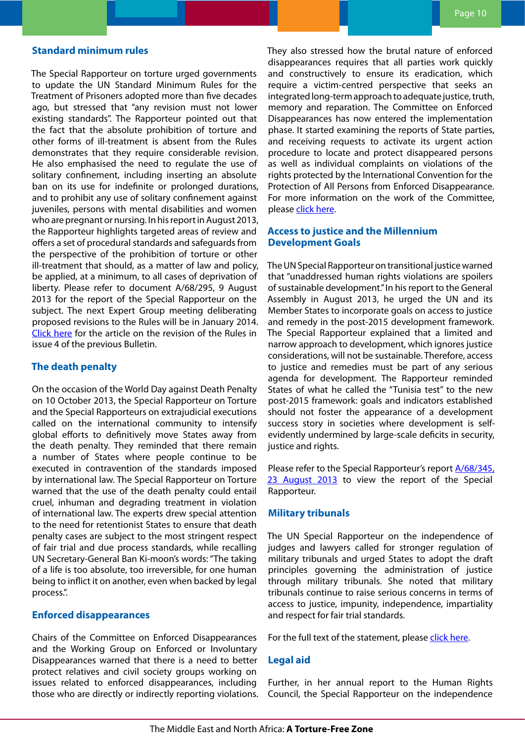## Standard minimum rules

The Special Rapporteur on torture urged governments to update the UN Standard Minimum Rules for the Treatment of Prisoners adopted more than five decades ago, but stressed that "any revision must not lower existing standards". The Rapporteur pointed out that the fact that the absolute prohibition of torture and other forms of ill-treatment is absent from the Rules demonstrates that they require considerable revision. He also emphasised the need to regulate the use of solitary confinement, including inserting an absolute ban on its use for indefinite or prolonged durations, and to prohibit any use of solitary confinement against juveniles, persons with mental disabilities and women who are pregnant or nursing. In his report in August 2013, the Rapporteur highlights targeted areas of review and offers a set of procedural standards and safeguards from the perspective of the prohibition of torture or other ill-treatment that should, as a matter of law and policy, be applied, at a minimum, to all cases of deprivation of liberty. Please refer to document A/68/295, 9 August 2013 for the report of the Special Rapporteur on the subject. The next Expert Group meeting deliberating proposed revisions to the Rules will be in January 2014. [Click here] for the article on the revision of the Rules in issue 4 of the previous Bulletin.

## The death penalty

On the occasion of the World Day against Death Penalty on 10 October 2013, the Special Rapporteur on Torture and the Special Rapporteurs on extrajudicial executions called on the international community to intensify global efforts to definitively move States away from the death penalty. They reminded that there remain a number of States where people continue to be executed in contravention of the standards imposed by international law. The Special Rapporteur on Torture warned that the use of the death penalty could entail cruel, inhuman and degrading treatment in violation of international law. The experts drew special attention to the need for retentionist States to ensure that death penalty cases are subject to the most stringent respect of fair trial and due process standards, while recalling UN Secretary-General Ban Ki-moon's words: "The taking of a life is too absolute, too irreversible, for one human being to inflict it on another, even when backed by legal process.".

## Enforced disappearances

Chairs of the Committee on Enforced Disappearances and the Working Group on Enforced or Involuntary Disappearances warned that there is a need to better protect relatives and civil society groups working on issues related to enforced disappearances, including those who are directly or indirectly reporting violations. They also stressed how the brutal nature of enforced disappearances requires that all parties work quickly and constructively to ensure its eradication, which require a victim-centred perspective that seeks an integrated long-term approach to adequate justice, truth, memory and reparation. The Committee on Enforced Disappearances has now entered the implementation phase. It started examining the reports of State parties, and receiving requests to activate its urgent action procedure to locate and protect disappeared persons as well as individual complaints on violations of the rights protected by the International Convention for the Protection of All Persons from Enforced Disappearance. For more information on the work of the Committee, please [click here].

## Access to justice and the Millennium Development Goals

The UN Special Rapporteur on transitional justice warned that "unaddressed human rights violations are spoilers of sustainable development." In his report to the General Assembly in August 2013, he urged the UN and its Member States to incorporate goals on access to justice and remedy in the post-2015 development framework. The Special Rapporteur explained that a limited and narrow approach to development, which ignores justice considerations, will not be sustainable. Therefore, access to justice and remedies must be part of any serious agenda for development. The Rapporteur reminded States of what he called the "Tunisia test" to the new post-2015 framework: goals and indicators established should not foster the appearance of a development success story in societies where development is self-evidently undermined by large-scale deficits in security, justice and rights.

Please refer to the Special Rapporteur's report [A/68/345, 23 August 2013] to view the report of the Special Rapporteur.

## Military tribunals

The UN Special Rapporteur on the independence of judges and lawyers called for stronger regulation of military tribunals and urged States to adopt the draft principles governing the administration of justice through military tribunals. She noted that military tribunals continue to raise serious concerns in terms of access to justice, impunity, independence, impartiality and respect for fair trial standards.

For the full text of the statement, please [click here].

## Legal aid

Further, in her annual report to the Human Rights Council, the Special Rapporteur on the independence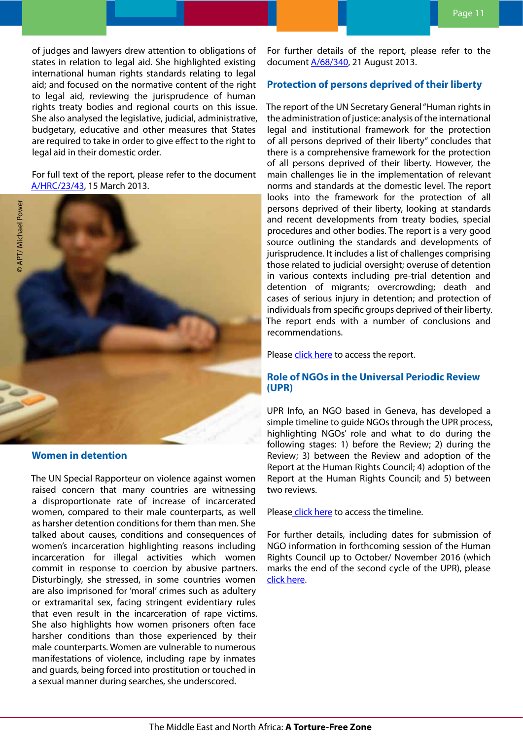of judges and lawyers drew attention to obligations of states in relation to legal aid. She highlighted existing international human rights standards relating to legal aid; and focused on the normative content of the right to legal aid, reviewing the jurisprudence of human rights treaty bodies and regional courts on this issue. She also analysed the legislative, judicial, administrative, budgetary, educative and other measures that States are required to take in order to give effect to the right to legal aid in their domestic order.

For full text of the report, please refer to the document A/HRC/23/43, 15 March 2013.

© APT/ Michael Power

## Women in detention

The UN Special Rapporteur on violence against women raised concern that many countries are witnessing a disproportionate rate of increase of incarcerated women, compared to their male counterparts, as well as harsher detention conditions for them than men. She talked about causes, conditions and consequences of women's incarceration highlighting reasons including incarceration for illegal activities which women commit in response to coercion by abusive partners. Disturbingly, she stressed, in some countries women are also imprisoned for 'moral' crimes such as adultery or extramarital sex, facing stringent evidentiary rules that even result in the incarceration of rape victims. She also highlights how women prisoners often face harsher conditions than those experienced by their male counterparts. Women are vulnerable to numerous manifestations of violence, including rape by inmates and guards, being forced into prostitution or touched in a sexual manner during searches, she underscored.

For further details of the report, please refer to the document A/68/340, 21 August 2013.

## Protection of persons deprived of their liberty

The report of the UN Secretary General "Human rights in the administration of justice: analysis of the international legal and institutional framework for the protection of all persons deprived of their liberty" concludes that there is a comprehensive framework for the protection of all persons deprived of their liberty. However, the main challenges lie in the implementation of relevant norms and standards at the domestic level. The report looks into the framework for the protection of all persons deprived of their liberty, looking at standards and recent developments from treaty bodies, special procedures and other bodies. The report is a very good source outlining the standards and developments of jurisprudence. It includes a list of challenges comprising those related to judicial oversight; overuse of detention in various contexts including pre-trial detention and detention of migrants; overcrowding; death and cases of serious injury in detention; and protection of individuals from specific groups deprived of their liberty. The report ends with a number of conclusions and recommendations.

Please click here to access the report.

## Role of NGOs in the Universal Periodic Review (UPR)

UPR Info, an NGO based in Geneva, has developed a simple timeline to guide NGOs through the UPR process, highlighting NGOs' role and what to do during the following stages: 1) before the Review; 2) during the Review; 3) between the Review and adoption of the Report at the Human Rights Council; 4) adoption of the Report at the Human Rights Council; and 5) between two reviews.

Please click here to access the timeline.

For further details, including dates for submission of NGO information in forthcoming session of the Human Rights Council up to October/ November 2016 (which marks the end of the second cycle of the UPR), please click here.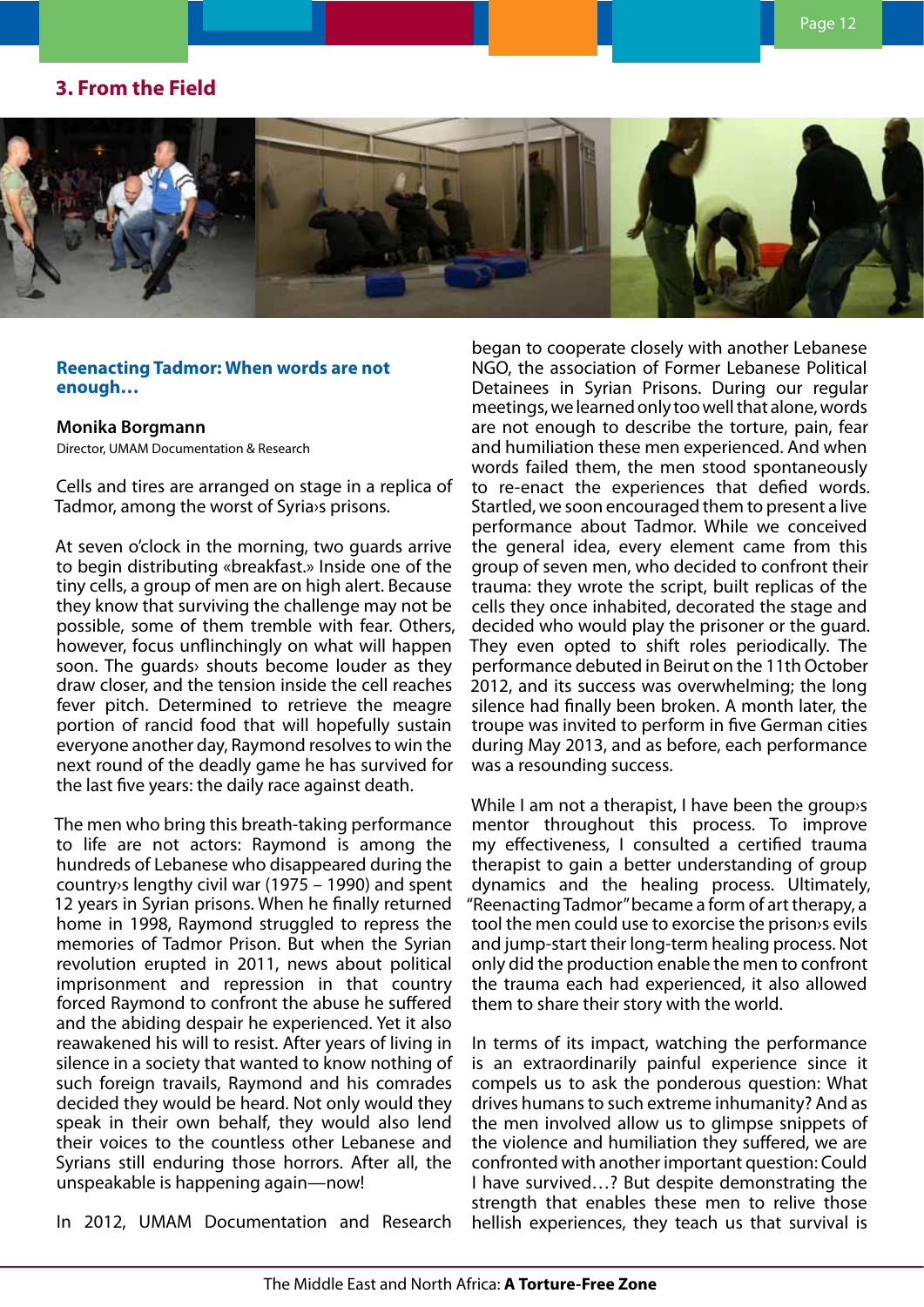## 3. From the Field

### Reenacting Tadmor: When words are not enough…

**Monika Borgmann**

Director, UMAM Documentation & Research

Cells and tires are arranged on stage in a replica of Tadmor, among the worst of Syria›s prisons.

At seven o'clock in the morning, two guards arrive to begin distributing «breakfast.» Inside one of the tiny cells, a group of men are on high alert. Because they know that surviving the challenge may not be possible, some of them tremble with fear. Others, however, focus unflinchingly on what will happen soon. The guards› shouts become louder as they draw closer, and the tension inside the cell reaches fever pitch. Determined to retrieve the meagre portion of rancid food that will hopefully sustain everyone another day, Raymond resolves to win the next round of the deadly game he has survived for the last five years: the daily race against death.

The men who bring this breath-taking performance to life are not actors: Raymond is among the hundreds of Lebanese who disappeared during the country›s lengthy civil war (1975 – 1990) and spent 12 years in Syrian prisons. When he finally returned home in 1998, Raymond struggled to repress the memories of Tadmor Prison. But when the Syrian revolution erupted in 2011, news about political imprisonment and repression in that country forced Raymond to confront the abuse he suffered and the abiding despair he experienced. Yet it also reawakened his will to resist. After years of living in silence in a society that wanted to know nothing of such foreign travails, Raymond and his comrades decided they would be heard. Not only would they speak in their own behalf, they would also lend their voices to the countless other Lebanese and Syrians still enduring those horrors. After all, the unspeakable is happening again—now!

In 2012, UMAM Documentation and Research began to cooperate closely with another Lebanese NGO, the association of Former Lebanese Political Detainees in Syrian Prisons. During our regular meetings, we learned only too well that alone, words are not enough to describe the torture, pain, fear and humiliation these men experienced. And when words failed them, the men stood spontaneously to re-enact the experiences that defied words. Startled, we soon encouraged them to present a live performance about Tadmor. While we conceived the general idea, every element came from this group of seven men, who decided to confront their trauma: they wrote the script, built replicas of the cells they once inhabited, decorated the stage and decided who would play the prisoner or the guard. They even opted to shift roles periodically. The performance debuted in Beirut on the 11th October 2012, and its success was overwhelming; the long silence had finally been broken. A month later, the troupe was invited to perform in five German cities during May 2013, and as before, each performance was a resounding success.

While I am not a therapist, I have been the group›s mentor throughout this process. To improve my effectiveness, I consulted a certified trauma therapist to gain a better understanding of group dynamics and the healing process. Ultimately, "Reenacting Tadmor" became a form of art therapy, a tool the men could use to exorcise the prison›s evils and jump-start their long-term healing process. Not only did the production enable the men to confront the trauma each had experienced, it also allowed them to share their story with the world.

In terms of its impact, watching the performance is an extraordinarily painful experience since it compels us to ask the ponderous question: What drives humans to such extreme inhumanity? And as the men involved allow us to glimpse snippets of the violence and humiliation they suffered, we are confronted with another important question: Could I have survived…? But despite demonstrating the strength that enables these men to relive those hellish experiences, they teach us that survival is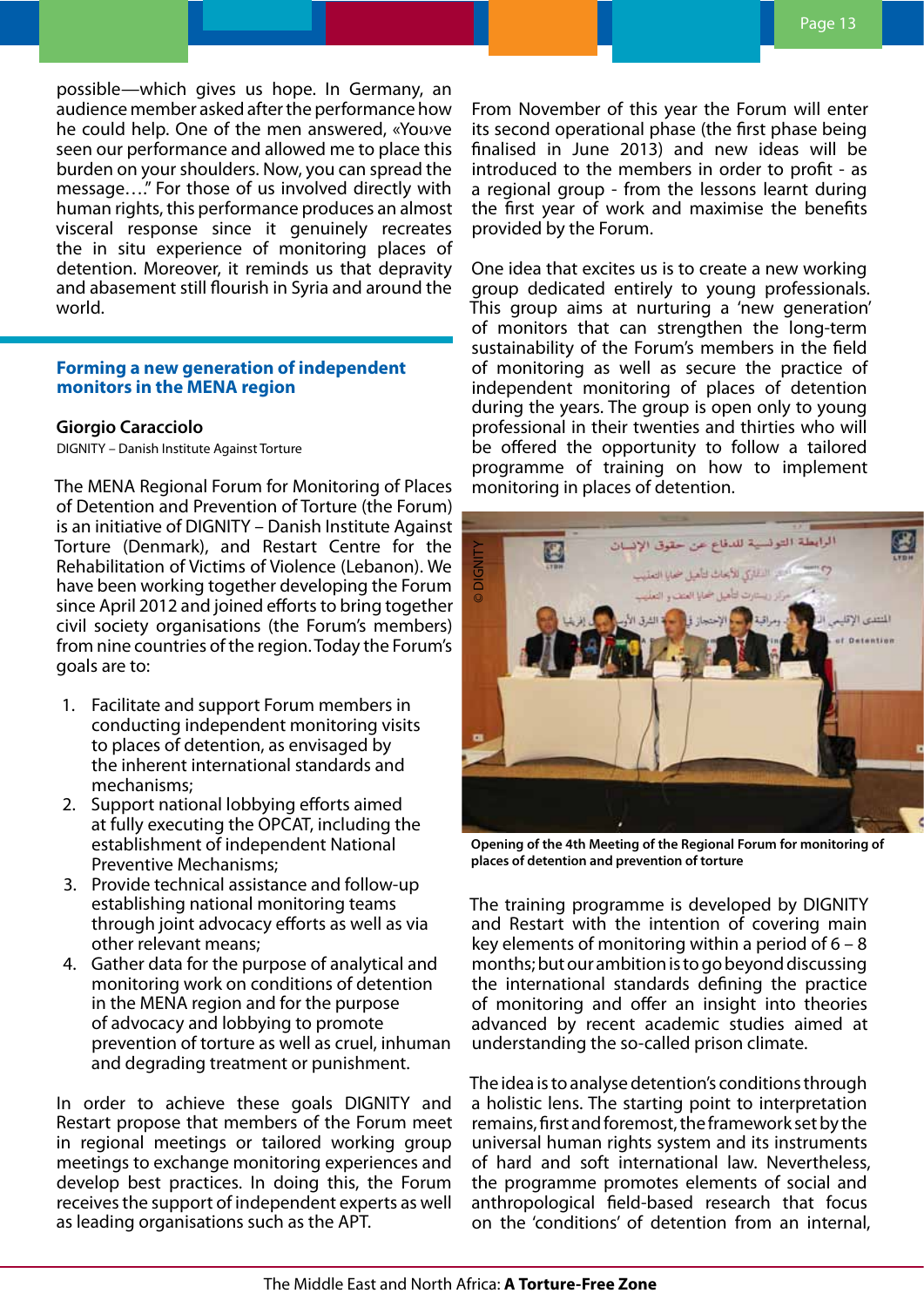possible—which gives us hope. In Germany, an audience member asked after the performance how he could help. One of the men answered, «You›ve seen our performance and allowed me to place this burden on your shoulders. Now, you can spread the message…." For those of us involved directly with human rights, this performance produces an almost visceral response since it genuinely recreates the in situ experience of monitoring places of detention. Moreover, it reminds us that depravity and abasement still flourish in Syria and around the world.

## Forming a new generation of independent monitors in the MENA region

**Giorgio Caracciolo**

DIGNITY – Danish Institute Against Torture

The MENA Regional Forum for Monitoring of Places of Detention and Prevention of Torture (the Forum) is an initiative of DIGNITY – Danish Institute Against Torture (Denmark), and Restart Centre for the Rehabilitation of Victims of Violence (Lebanon). We have been working together developing the Forum since April 2012 and joined efforts to bring together civil society organisations (the Forum's members) from nine countries of the region. Today the Forum's goals are to:

1. Facilitate and support Forum members in conducting independent monitoring visits to places of detention, as envisaged by the inherent international standards and mechanisms;
2. Support national lobbying efforts aimed at fully executing the OPCAT, including the establishment of independent National Preventive Mechanisms;
3. Provide technical assistance and follow-up establishing national monitoring teams through joint advocacy efforts as well as via other relevant means;
4. Gather data for the purpose of analytical and monitoring work on conditions of detention in the MENA region and for the purpose of advocacy and lobbying to promote prevention of torture as well as cruel, inhuman and degrading treatment or punishment.

In order to achieve these goals DIGNITY and Restart propose that members of the Forum meet in regional meetings or tailored working group meetings to exchange monitoring experiences and develop best practices. In doing this, the Forum receives the support of independent experts as well as leading organisations such as the APT.

From November of this year the Forum will enter its second operational phase (the first phase being finalised in June 2013) and new ideas will be introduced to the members in order to profit - as a regional group - from the lessons learnt during the first year of work and maximise the benefits provided by the Forum.

One idea that excites us is to create a new working group dedicated entirely to young professionals. This group aims at nurturing a 'new generation' of monitors that can strengthen the long-term sustainability of the Forum's members in the field of monitoring as well as secure the practice of independent monitoring of places of detention during the years. The group is open only to young professional in their twenties and thirties who will be offered the opportunity to follow a tailored programme of training on how to implement monitoring in places of detention.

© DIGNITY

**Opening of the 4th Meeting of the Regional Forum for monitoring of places of detention and prevention of torture**

The training programme is developed by DIGNITY and Restart with the intention of covering main key elements of monitoring within a period of 6 – 8 months; but our ambition is to go beyond discussing the international standards defining the practice of monitoring and offer an insight into theories advanced by recent academic studies aimed at understanding the so-called prison climate.

The idea is to analyse detention's conditions through a holistic lens. The starting point to interpretation remains, first and foremost, the framework set by the universal human rights system and its instruments of hard and soft international law. Nevertheless, the programme promotes elements of social and anthropological field-based research that focus on the 'conditions' of detention from an internal,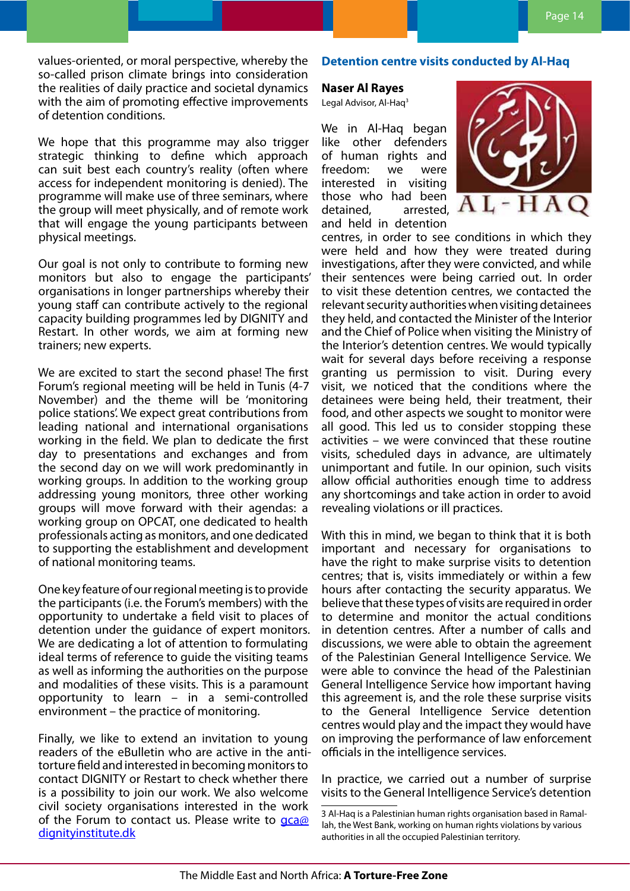values-oriented, or moral perspective, whereby the so-called prison climate brings into consideration the realities of daily practice and societal dynamics with the aim of promoting effective improvements of detention conditions.

We hope that this programme may also trigger strategic thinking to define which approach can suit best each country's reality (often where access for independent monitoring is denied). The programme will make use of three seminars, where the group will meet physically, and of remote work that will engage the young participants between physical meetings.

Our goal is not only to contribute to forming new monitors but also to engage the participants' organisations in longer partnerships whereby their young staff can contribute actively to the regional capacity building programmes led by DIGNITY and Restart. In other words, we aim at forming new trainers; new experts.

We are excited to start the second phase! The first Forum's regional meeting will be held in Tunis (4-7 November) and the theme will be 'monitoring police stations'. We expect great contributions from leading national and international organisations working in the field. We plan to dedicate the first day to presentations and exchanges and from the second day on we will work predominantly in working groups. In addition to the working group addressing young monitors, three other working groups will move forward with their agendas: a working group on OPCAT, one dedicated to health professionals acting as monitors, and one dedicated to supporting the establishment and development of national monitoring teams.

One key feature of our regional meeting is to provide the participants (i.e. the Forum's members) with the opportunity to undertake a field visit to places of detention under the guidance of expert monitors. We are dedicating a lot of attention to formulating ideal terms of reference to guide the visiting teams as well as informing the authorities on the purpose and modalities of these visits. This is a paramount opportunity to learn – in a semi-controlled environment – the practice of monitoring.

Finally, we like to extend an invitation to young readers of the eBulletin who are active in the anti-torture field and interested in becoming monitors to contact DIGNITY or Restart to check whether there is a possibility to join our work. We also welcome civil society organisations interested in the work of the Forum to contact us. Please write to gca@dignityinstitute.dk

## Detention centre visits conducted by Al-Haq

**Naser Al Rayes**

Legal Advisor, Al-Haq[3]

We in Al-Haq began like other defenders of human rights and freedom: we were interested in visiting those who had been detained, arrested, and held in detention centres, in order to see conditions in which they were held and how they were treated during investigations, after they were convicted, and while their sentences were being carried out. In order to visit these detention centres, we contacted the relevant security authorities when visiting detainees they held, and contacted the Minister of the Interior and the Chief of Police when visiting the Ministry of the Interior's detention centres. We would typically wait for several days before receiving a response granting us permission to visit. During every visit, we noticed that the conditions where the detainees were being held, their treatment, their food, and other aspects we sought to monitor were all good. This led us to consider stopping these activities – we were convinced that these routine visits, scheduled days in advance, are ultimately unimportant and futile. In our opinion, such visits allow official authorities enough time to address any shortcomings and take action in order to avoid revealing violations or ill practices.

With this in mind, we began to think that it is both important and necessary for organisations to have the right to make surprise visits to detention centres; that is, visits immediately or within a few hours after contacting the security apparatus. We believe that these types of visits are required in order to determine and monitor the actual conditions in detention centres. After a number of calls and discussions, we were able to obtain the agreement of the Palestinian General Intelligence Service. We were able to convince the head of the Palestinian General Intelligence Service how important having this agreement is, and the role these surprise visits to the General Intelligence Service detention centres would play and the impact they would have on improving the performance of law enforcement officials in the intelligence services.

In practice, we carried out a number of surprise visits to the General Intelligence Service's detention

3 Al-Haq is a Palestinian human rights organisation based in Ramallah, the West Bank, working on human rights violations by various authorities in all the occupied Palestinian territory.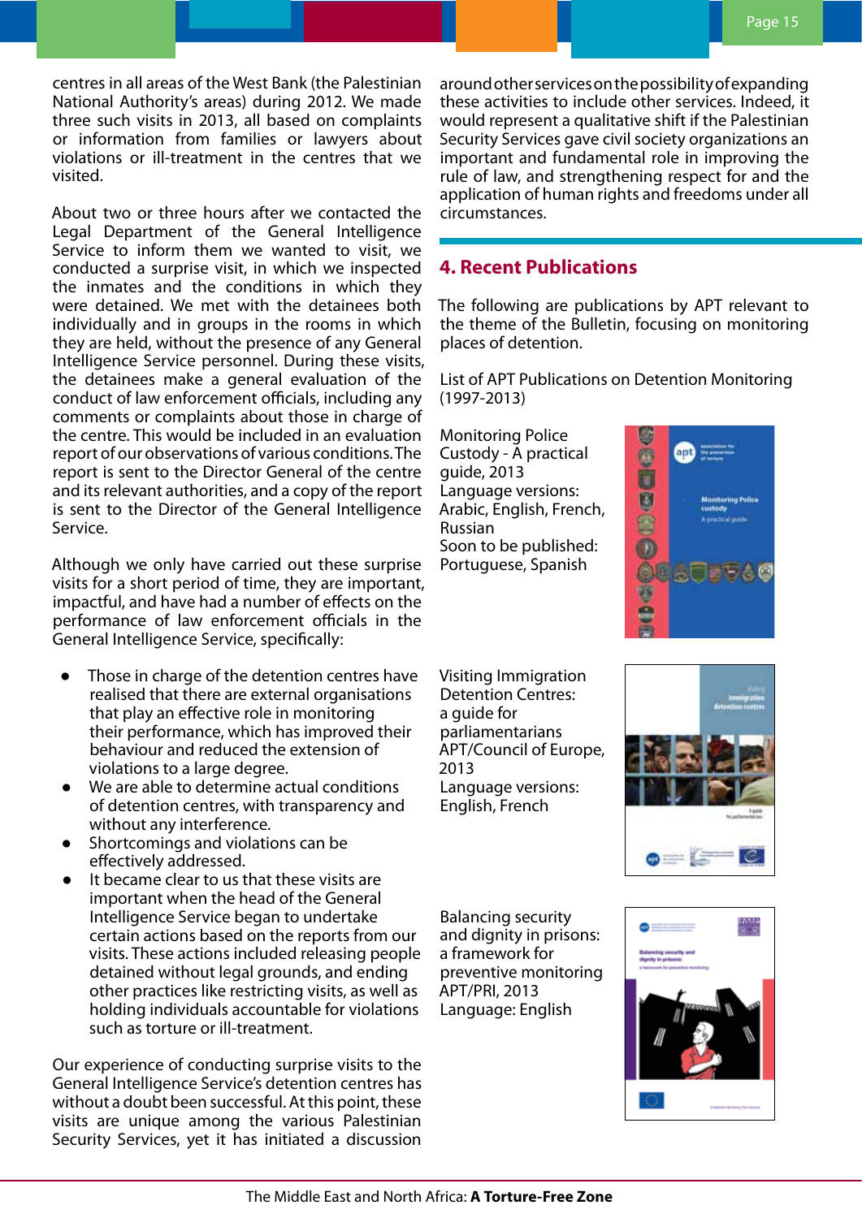centres in all areas of the West Bank (the Palestinian National Authority's areas) during 2012. We made three such visits in 2013, all based on complaints or information from families or lawyers about violations or ill-treatment in the centres that we visited.

About two or three hours after we contacted the Legal Department of the General Intelligence Service to inform them we wanted to visit, we conducted a surprise visit, in which we inspected the inmates and the conditions in which they were detained. We met with the detainees both individually and in groups in the rooms in which they are held, without the presence of any General Intelligence Service personnel. During these visits, the detainees make a general evaluation of the conduct of law enforcement officials, including any comments or complaints about those in charge of the centre. This would be included in an evaluation report of our observations of various conditions. The report is sent to the Director General of the centre and its relevant authorities, and a copy of the report is sent to the Director of the General Intelligence Service.

Although we only have carried out these surprise visits for a short period of time, they are important, impactful, and have had a number of effects on the performance of law enforcement officials in the General Intelligence Service, specifically:

- Those in charge of the detention centres have realised that there are external organisations that play an effective role in monitoring their performance, which has improved their behaviour and reduced the extension of violations to a large degree.
- We are able to determine actual conditions of detention centres, with transparency and without any interference.
- Shortcomings and violations can be effectively addressed.
- It became clear to us that these visits are important when the head of the General Intelligence Service began to undertake certain actions based on the reports from our visits. These actions included releasing people detained without legal grounds, and ending other practices like restricting visits, as well as holding individuals accountable for violations such as torture or ill-treatment.

Our experience of conducting surprise visits to the General Intelligence Service's detention centres has without a doubt been successful. At this point, these visits are unique among the various Palestinian Security Services, yet it has initiated a discussion around other services on the possibility of expanding these activities to include other services. Indeed, it would represent a qualitative shift if the Palestinian Security Services gave civil society organizations an important and fundamental role in improving the rule of law, and strengthening respect for and the application of human rights and freedoms under all circumstances.

## 4. Recent Publications

The following are publications by APT relevant to the theme of the Bulletin, focusing on monitoring places of detention.

List of APT Publications on Detention Monitoring (1997-2013)

Monitoring Police Custody - A practical guide, 2013
Language versions: Arabic, English, French, Russian
Soon to be published: Portuguese, Spanish

Visiting Immigration Detention Centres: a guide for parliamentarians
APT/Council of Europe, 2013
Language versions: English, French

Balancing security and dignity in prisons: a framework for preventive monitoring
APT/PRI, 2013
Language: English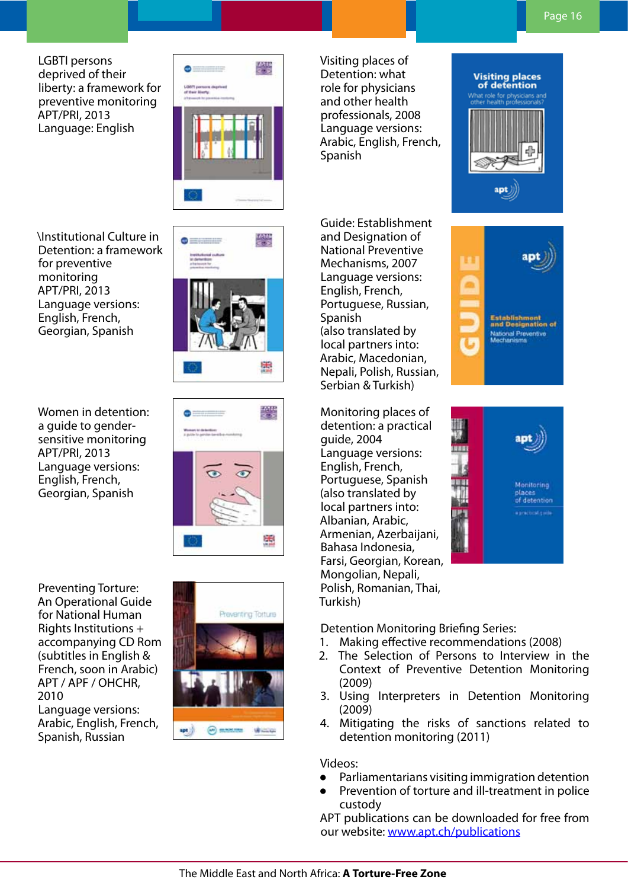LGBTI persons deprived of their liberty: a framework for preventive monitoring
APT/PRI, 2013
Language: English

\Institutional Culture in Detention: a framework for preventive monitoring
APT/PRI, 2013
Language versions: English, French, Georgian, Spanish

Women in detention: a guide to gender-sensitive monitoring
APT/PRI, 2013
Language versions: English, French, Georgian, Spanish

Preventing Torture: An Operational Guide for National Human Rights Institutions + accompanying CD Rom (subtitles in English & French, soon in Arabic)
APT / APF / OHCHR, 2010
Language versions: Arabic, English, French, Spanish, Russian

Visiting places of Detention: what role for physicians and other health professionals, 2008
Language versions: Arabic, English, French, Spanish

Guide: Establishment and Designation of National Preventive Mechanisms, 2007
Language versions: English, French, Portuguese, Russian, Spanish
(also translated by local partners into: Arabic, Macedonian, Nepali, Polish, Russian, Serbian & Turkish)

Monitoring places of detention: a practical guide, 2004
Language versions: English, French, Portuguese, Spanish
(also translated by local partners into: Albanian, Arabic, Armenian, Azerbaijani, Bahasa Indonesia, Farsi, Georgian, Korean, Mongolian, Nepali, Polish, Romanian, Thai, Turkish)

Detention Monitoring Briefing Series:

1. Making effective recommendations (2008)
2. The Selection of Persons to Interview in the Context of Preventive Detention Monitoring (2009)
3. Using Interpreters in Detention Monitoring (2009)
4. Mitigating the risks of sanctions related to detention monitoring (2011)

Videos:

- Parliamentarians visiting immigration detention
- Prevention of torture and ill-treatment in police custody

APT publications can be downloaded for free from our website: www.apt.ch/publications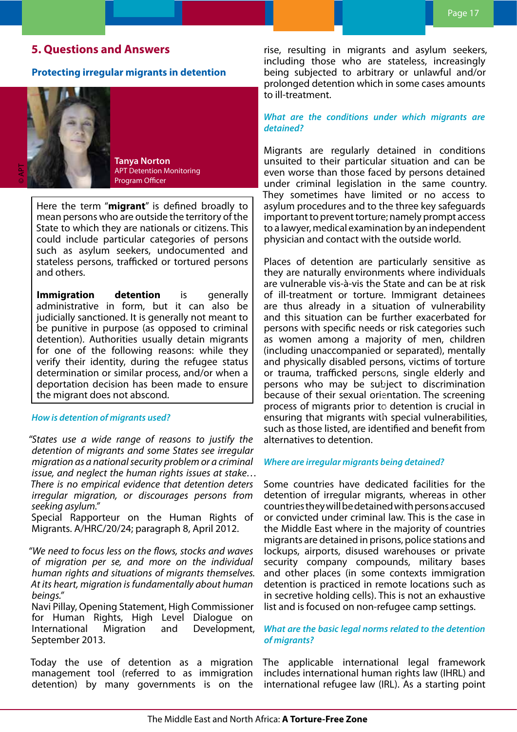## 5. Questions and Answers

### Protecting irregular migrants in detention

© APT

**Tanya Norton**
APT Detention Monitoring Program Officer

Here the term "**migrant**" is defined broadly to mean persons who are outside the territory of the State to which they are nationals or citizens. This could include particular categories of persons such as asylum seekers, undocumented and stateless persons, trafficked or tortured persons and others.

**Immigration detention** is generally administrative in form, but it can also be judicially sanctioned. It is generally not meant to be punitive in purpose (as opposed to criminal detention). Authorities usually detain migrants for one of the following reasons: while they verify their identity, during the refugee status determination or similar process, and/or when a deportation decision has been made to ensure the migrant does not abscond.

***How is detention of migrants used?***

*"States use a wide range of reasons to justify the detention of migrants and some States see irregular migration as a national security problem or a criminal issue, and neglect the human rights issues at stake… There is no empirical evidence that detention deters irregular migration, or discourages persons from seeking asylum."*
Special Rapporteur on the Human Rights of Migrants. A/HRC/20/24; paragraph 8, April 2012.

*"We need to focus less on the flows, stocks and waves of migration per se, and more on the individual human rights and situations of migrants themselves. At its heart, migration is fundamentally about human beings."*
Navi Pillay, Opening Statement, High Commissioner for Human Rights, High Level Dialogue on International Migration and Development, September 2013.

Today the use of detention as a migration management tool (referred to as immigration detention) by many governments is on the rise, resulting in migrants and asylum seekers, including those who are stateless, increasingly being subjected to arbitrary or unlawful and/or prolonged detention which in some cases amounts to ill-treatment.

***What are the conditions under which migrants are detained?***

Migrants are regularly detained in conditions unsuited to their particular situation and can be even worse than those faced by persons detained under criminal legislation in the same country. They sometimes have limited or no access to asylum procedures and to the three key safeguards important to prevent torture; namely prompt access to a lawyer, medical examination by an independent physician and contact with the outside world.

Places of detention are particularly sensitive as they are naturally environments where individuals are vulnerable vis-à-vis the State and can be at risk of ill-treatment or torture. Immigrant detainees are thus already in a situation of vulnerability and this situation can be further exacerbated for persons with specific needs or risk categories such as women among a majority of men, children (including unaccompanied or separated), mentally and physically disabled persons, victims of torture or trauma, trafficked persons, single elderly and persons who may be subject to discrimination because of their sexual orientation. The screening process of migrants prior to detention is crucial in ensuring that migrants with special vulnerabilities, such as those listed, are identified and benefit from alternatives to detention.

***Where are irregular migrants being detained?***

Some countries have dedicated facilities for the detention of irregular migrants, whereas in other countries they will be detained with persons accused or convicted under criminal law. This is the case in the Middle East where in the majority of countries migrants are detained in prisons, police stations and lockups, airports, disused warehouses or private security company compounds, military bases and other places (in some contexts immigration detention is practiced in remote locations such as in secretive holding cells). This is not an exhaustive list and is focused on non-refugee camp settings.

***What are the basic legal norms related to the detention of migrants?***

The applicable international legal framework includes international human rights law (IHRL) and international refugee law (IRL). As a starting point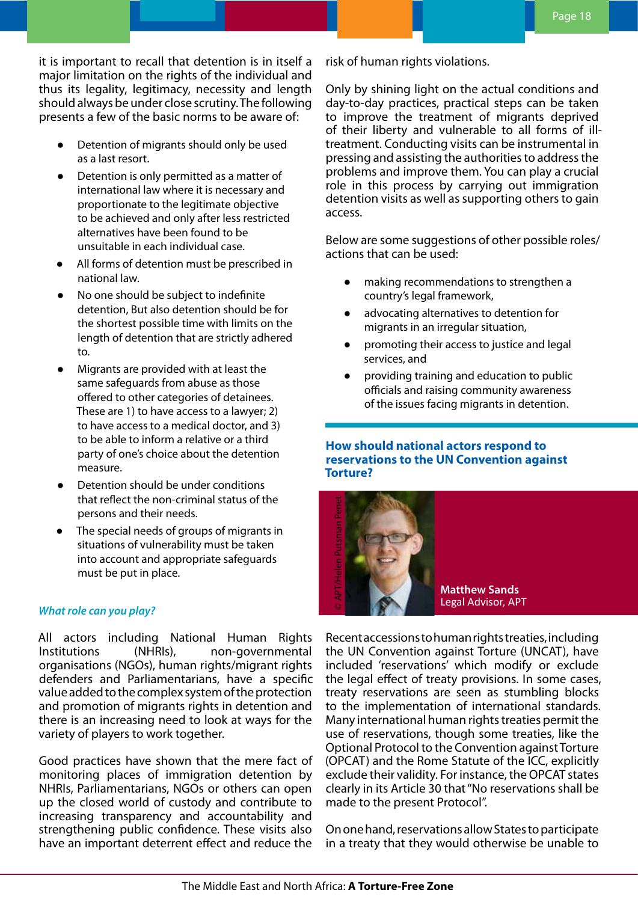it is important to recall that detention is in itself a major limitation on the rights of the individual and thus its legality, legitimacy, necessity and length should always be under close scrutiny. The following presents a few of the basic norms to be aware of:

- Detention of migrants should only be used as a last resort.
- Detention is only permitted as a matter of international law where it is necessary and proportionate to the legitimate objective to be achieved and only after less restricted alternatives have been found to be unsuitable in each individual case.
- All forms of detention must be prescribed in national law.
- No one should be subject to indefinite detention, But also detention should be for the shortest possible time with limits on the length of detention that are strictly adhered to.
- Migrants are provided with at least the same safeguards from abuse as those offered to other categories of detainees. These are 1) to have access to a lawyer; 2) to have access to a medical doctor, and 3) to be able to inform a relative or a third party of one's choice about the detention measure.
- Detention should be under conditions that reflect the non-criminal status of the persons and their needs.
- The special needs of groups of migrants in situations of vulnerability must be taken into account and appropriate safeguards must be put in place.

### *What role can you play?*

All actors including National Human Rights Institutions (NHRIs), non-governmental organisations (NGOs), human rights/migrant rights defenders and Parliamentarians, have a specific value added to the complex system of the protection and promotion of migrants rights in detention and there is an increasing need to look at ways for the variety of players to work together.

Good practices have shown that the mere fact of monitoring places of immigration detention by NHRIs, Parliamentarians, NGOs or others can open up the closed world of custody and contribute to increasing transparency and accountability and strengthening public confidence. These visits also have an important deterrent effect and reduce the risk of human rights violations.

Only by shining light on the actual conditions and day-to-day practices, practical steps can be taken to improve the treatment of migrants deprived of their liberty and vulnerable to all forms of ill-treatment. Conducting visits can be instrumental in pressing and assisting the authorities to address the problems and improve them. You can play a crucial role in this process by carrying out immigration detention visits as well as supporting others to gain access.

Below are some suggestions of other possible roles/ actions that can be used:

- making recommendations to strengthen a country's legal framework,
- advocating alternatives to detention for migrants in an irregular situation,
- promoting their access to justice and legal services, and
- providing training and education to public officials and raising community awareness of the issues facing migrants in detention.

## How should national actors respond to reservations to the UN Convention against Torture?

© APT/Helen Putsman Penet

**Matthew Sands**
Legal Advisor, APT

Recent accessions to human rights treaties, including the UN Convention against Torture (UNCAT), have included 'reservations' which modify or exclude the legal effect of treaty provisions. In some cases, treaty reservations are seen as stumbling blocks to the implementation of international standards. Many international human rights treaties permit the use of reservations, though some treaties, like the Optional Protocol to the Convention against Torture (OPCAT) and the Rome Statute of the ICC, explicitly exclude their validity. For instance, the OPCAT states clearly in its Article 30 that "No reservations shall be made to the present Protocol".

On one hand, reservations allow States to participate in a treaty that they would otherwise be unable to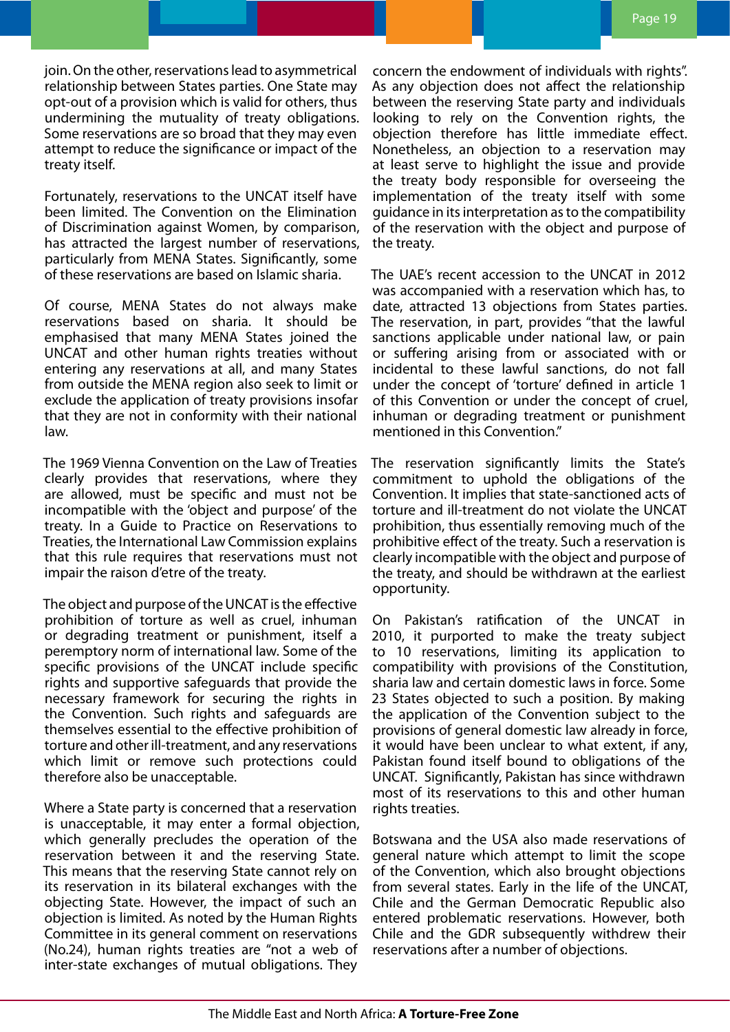join. On the other, reservations lead to asymmetrical relationship between States parties. One State may opt-out of a provision which is valid for others, thus undermining the mutuality of treaty obligations. Some reservations are so broad that they may even attempt to reduce the significance or impact of the treaty itself.

Fortunately, reservations to the UNCAT itself have been limited. The Convention on the Elimination of Discrimination against Women, by comparison, has attracted the largest number of reservations, particularly from MENA States. Significantly, some of these reservations are based on Islamic sharia.

Of course, MENA States do not always make reservations based on sharia. It should be emphasised that many MENA States joined the UNCAT and other human rights treaties without entering any reservations at all, and many States from outside the MENA region also seek to limit or exclude the application of treaty provisions insofar that they are not in conformity with their national law.

The 1969 Vienna Convention on the Law of Treaties clearly provides that reservations, where they are allowed, must be specific and must not be incompatible with the 'object and purpose' of the treaty. In a Guide to Practice on Reservations to Treaties, the International Law Commission explains that this rule requires that reservations must not impair the raison d'etre of the treaty.

The object and purpose of the UNCAT is the effective prohibition of torture as well as cruel, inhuman or degrading treatment or punishment, itself a peremptory norm of international law. Some of the specific provisions of the UNCAT include specific rights and supportive safeguards that provide the necessary framework for securing the rights in the Convention. Such rights and safeguards are themselves essential to the effective prohibition of torture and other ill-treatment, and any reservations which limit or remove such protections could therefore also be unacceptable.

Where a State party is concerned that a reservation is unacceptable, it may enter a formal objection, which generally precludes the operation of the reservation between it and the reserving State. This means that the reserving State cannot rely on its reservation in its bilateral exchanges with the objecting State. However, the impact of such an objection is limited. As noted by the Human Rights Committee in its general comment on reservations (No.24), human rights treaties are "not a web of inter-state exchanges of mutual obligations. They concern the endowment of individuals with rights". As any objection does not affect the relationship between the reserving State party and individuals looking to rely on the Convention rights, the objection therefore has little immediate effect. Nonetheless, an objection to a reservation may at least serve to highlight the issue and provide the treaty body responsible for overseeing the implementation of the treaty itself with some guidance in its interpretation as to the compatibility of the reservation with the object and purpose of the treaty.

The UAE's recent accession to the UNCAT in 2012 was accompanied with a reservation which has, to date, attracted 13 objections from States parties. The reservation, in part, provides "that the lawful sanctions applicable under national law, or pain or suffering arising from or associated with or incidental to these lawful sanctions, do not fall under the concept of 'torture' defined in article 1 of this Convention or under the concept of cruel, inhuman or degrading treatment or punishment mentioned in this Convention."

The reservation significantly limits the State's commitment to uphold the obligations of the Convention. It implies that state-sanctioned acts of torture and ill-treatment do not violate the UNCAT prohibition, thus essentially removing much of the prohibitive effect of the treaty. Such a reservation is clearly incompatible with the object and purpose of the treaty, and should be withdrawn at the earliest opportunity.

On Pakistan's ratification of the UNCAT in 2010, it purported to make the treaty subject to 10 reservations, limiting its application to compatibility with provisions of the Constitution, sharia law and certain domestic laws in force. Some 23 States objected to such a position. By making the application of the Convention subject to the provisions of general domestic law already in force, it would have been unclear to what extent, if any, Pakistan found itself bound to obligations of the UNCAT. Significantly, Pakistan has since withdrawn most of its reservations to this and other human rights treaties.

Botswana and the USA also made reservations of general nature which attempt to limit the scope of the Convention, which also brought objections from several states. Early in the life of the UNCAT, Chile and the German Democratic Republic also entered problematic reservations. However, both Chile and the GDR subsequently withdrew their reservations after a number of objections.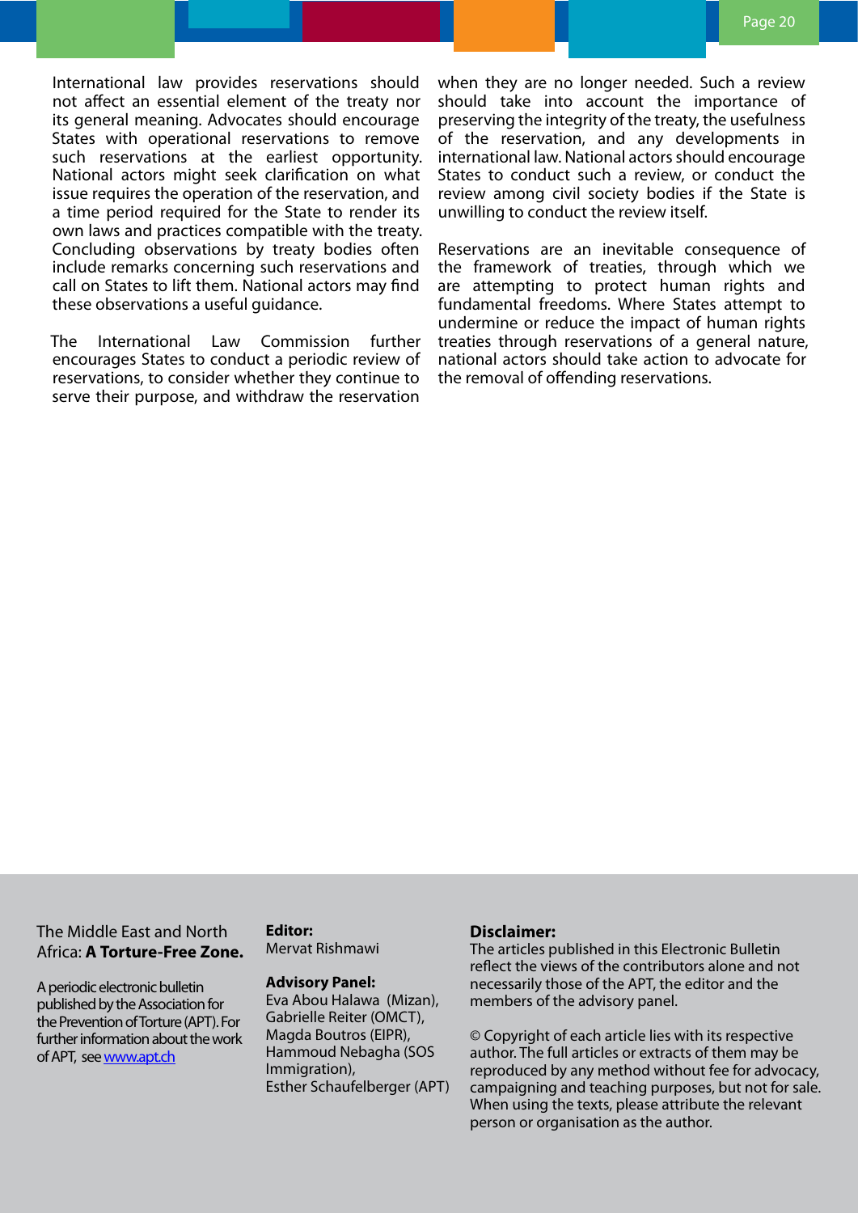International law provides reservations should not affect an essential element of the treaty nor its general meaning. Advocates should encourage States with operational reservations to remove such reservations at the earliest opportunity. National actors might seek clarification on what issue requires the operation of the reservation, and a time period required for the State to render its own laws and practices compatible with the treaty. Concluding observations by treaty bodies often include remarks concerning such reservations and call on States to lift them. National actors may find these observations a useful guidance.

The International Law Commission further encourages States to conduct a periodic review of reservations, to consider whether they continue to serve their purpose, and withdraw the reservation when they are no longer needed. Such a review should take into account the importance of preserving the integrity of the treaty, the usefulness of the reservation, and any developments in international law. National actors should encourage States to conduct such a review, or conduct the review among civil society bodies if the State is unwilling to conduct the review itself.

Reservations are an inevitable consequence of the framework of treaties, through which we are attempting to protect human rights and fundamental freedoms. Where States attempt to undermine or reduce the impact of human rights treaties through reservations of a general nature, national actors should take action to advocate for the removal of offending reservations.

---

The Middle East and North Africa: **A Torture-Free Zone.**

A periodic electronic bulletin published by the Association for the Prevention of Torture (APT). For further information about the work of APT, see [www.apt.ch](http://www.apt.ch)

**Editor:**
Mervat Rishmawi

**Advisory Panel:**
Eva Abou Halawa (Mizan),
Gabrielle Reiter (OMCT),
Magda Boutros (EIPR),
Hammoud Nebagha (SOS Immigration),
Esther Schaufelberger (APT)

**Disclaimer:**
The articles published in this Electronic Bulletin reflect the views of the contributors alone and not necessarily those of the APT, the editor and the members of the advisory panel.

© Copyright of each article lies with its respective author. The full articles or extracts of them may be reproduced by any method without fee for advocacy, campaigning and teaching purposes, but not for sale. When using the texts, please attribute the relevant person or organisation as the author.